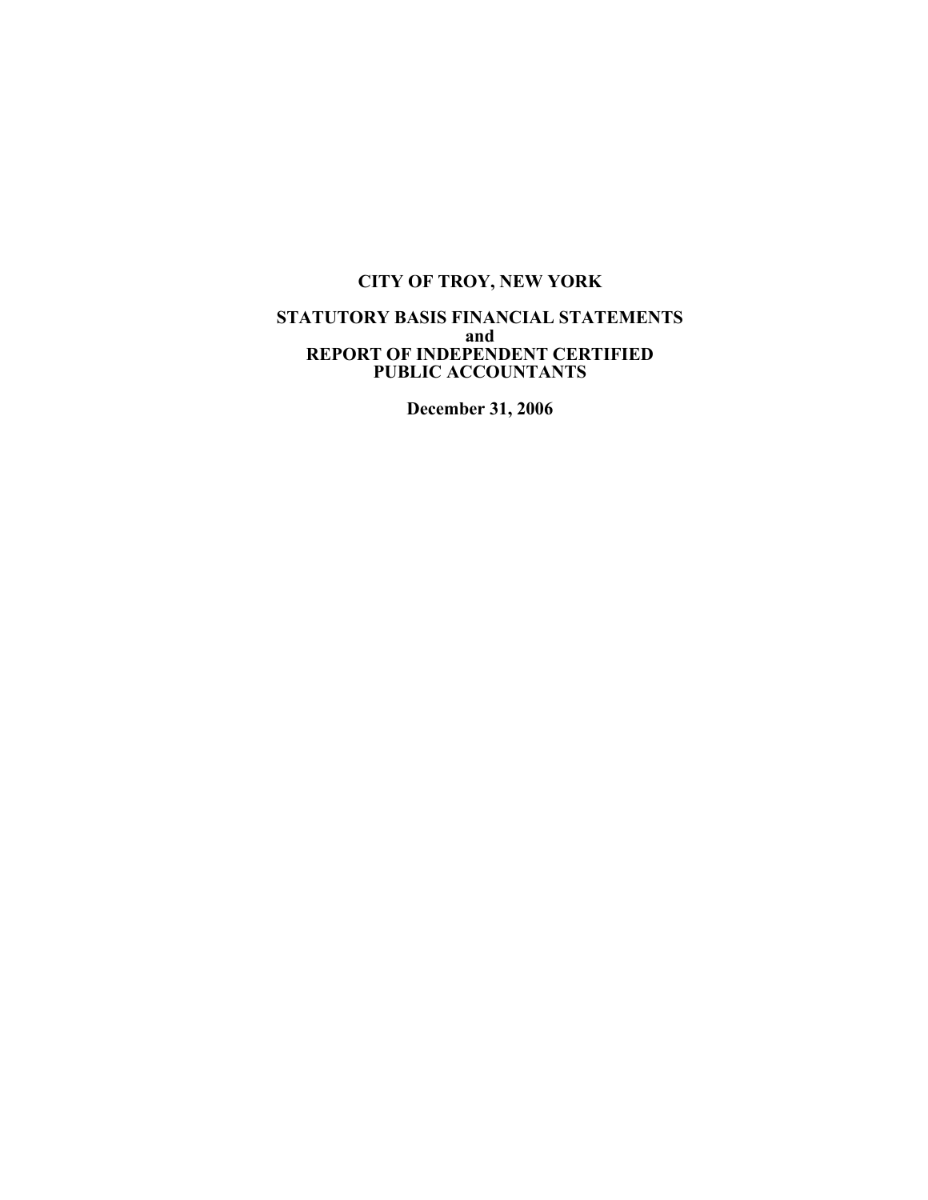# CITY OF TROY, NEW YORK

## STATUTORY BASIS FINANCIAL STATEMENTS
## and
## REPORT OF INDEPENDENT CERTIFIED PUBLIC ACCOUNTANTS

**December 31, 2006**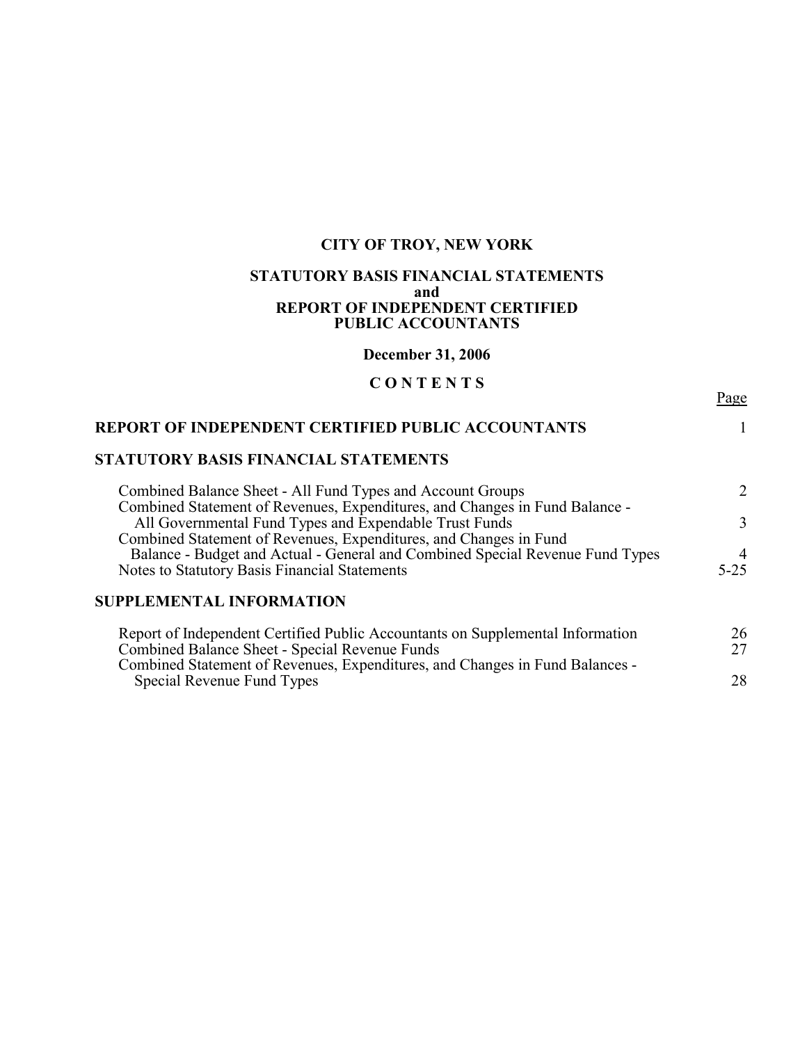# CITY OF TROY, NEW YORK

## STATUTORY BASIS FINANCIAL STATEMENTS
## and
## REPORT OF INDEPENDENT CERTIFIED PUBLIC ACCOUNTANTS

**December 31, 2006**

**C O N T E N T S**

| | Page |
|---|---|
| **REPORT OF INDEPENDENT CERTIFIED PUBLIC ACCOUNTANTS** | 1 |
| **STATUTORY BASIS FINANCIAL STATEMENTS** | |
| Combined Balance Sheet - All Fund Types and Account Groups | 2 |
| Combined Statement of Revenues, Expenditures, and Changes in Fund Balance - All Governmental Fund Types and Expendable Trust Funds | 3 |
| Combined Statement of Revenues, Expenditures, and Changes in Fund Balance - Budget and Actual - General and Combined Special Revenue Fund Types | 4 |
| Notes to Statutory Basis Financial Statements | 5-25 |
| **SUPPLEMENTAL INFORMATION** | |
| Report of Independent Certified Public Accountants on Supplemental Information | 26 |
| Combined Balance Sheet - Special Revenue Funds | 27 |
| Combined Statement of Revenues, Expenditures, and Changes in Fund Balances - Special Revenue Fund Types | 28 |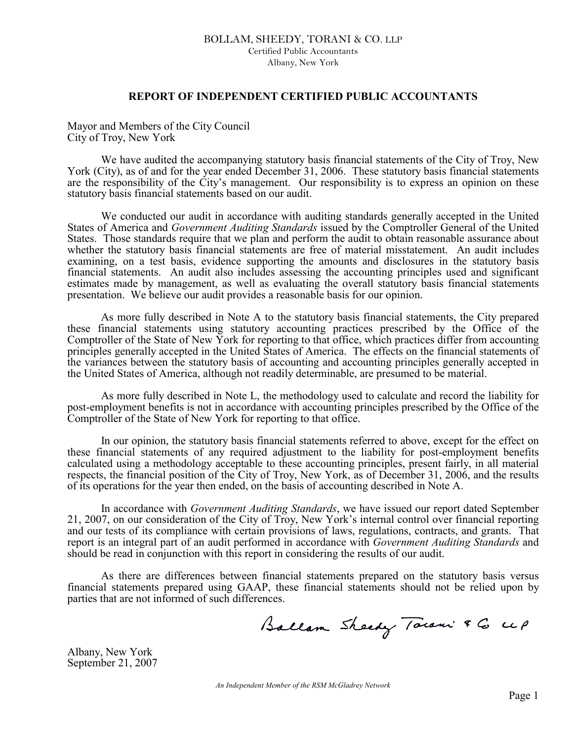BOLLAM, SHEEDY, TORANI & CO. LLP
Certified Public Accountants
Albany, New York

## REPORT OF INDEPENDENT CERTIFIED PUBLIC ACCOUNTANTS

Mayor and Members of the City Council
City of Troy, New York

We have audited the accompanying statutory basis financial statements of the City of Troy, New York (City), as of and for the year ended December 31, 2006. These statutory basis financial statements are the responsibility of the City's management. Our responsibility is to express an opinion on these statutory basis financial statements based on our audit.

We conducted our audit in accordance with auditing standards generally accepted in the United States of America and *Government Auditing Standards* issued by the Comptroller General of the United States. Those standards require that we plan and perform the audit to obtain reasonable assurance about whether the statutory basis financial statements are free of material misstatement. An audit includes examining, on a test basis, evidence supporting the amounts and disclosures in the statutory basis financial statements. An audit also includes assessing the accounting principles used and significant estimates made by management, as well as evaluating the overall statutory basis financial statements presentation. We believe our audit provides a reasonable basis for our opinion.

As more fully described in Note A to the statutory basis financial statements, the City prepared these financial statements using statutory accounting practices prescribed by the Office of the Comptroller of the State of New York for reporting to that office, which practices differ from accounting principles generally accepted in the United States of America. The effects on the financial statements of the variances between the statutory basis of accounting and accounting principles generally accepted in the United States of America, although not readily determinable, are presumed to be material.

As more fully described in Note L, the methodology used to calculate and record the liability for post-employment benefits is not in accordance with accounting principles prescribed by the Office of the Comptroller of the State of New York for reporting to that office.

In our opinion, the statutory basis financial statements referred to above, except for the effect on these financial statements of any required adjustment to the liability for post-employment benefits calculated using a methodology acceptable to these accounting principles, present fairly, in all material respects, the financial position of the City of Troy, New York, as of December 31, 2006, and the results of its operations for the year then ended, on the basis of accounting described in Note A.

In accordance with *Government Auditing Standards*, we have issued our report dated September 21, 2007, on our consideration of the City of Troy, New York's internal control over financial reporting and our tests of its compliance with certain provisions of laws, regulations, contracts, and grants. That report is an integral part of an audit performed in accordance with *Government Auditing Standards* and should be read in conjunction with this report in considering the results of our audit.

As there are differences between financial statements prepared on the statutory basis versus financial statements prepared using GAAP, these financial statements should not be relied upon by parties that are not informed of such differences.

Bollam Sheedy Torani & Co LLP

Albany, New York
September 21, 2007

*An Independent Member of the RSM McGladrey Network*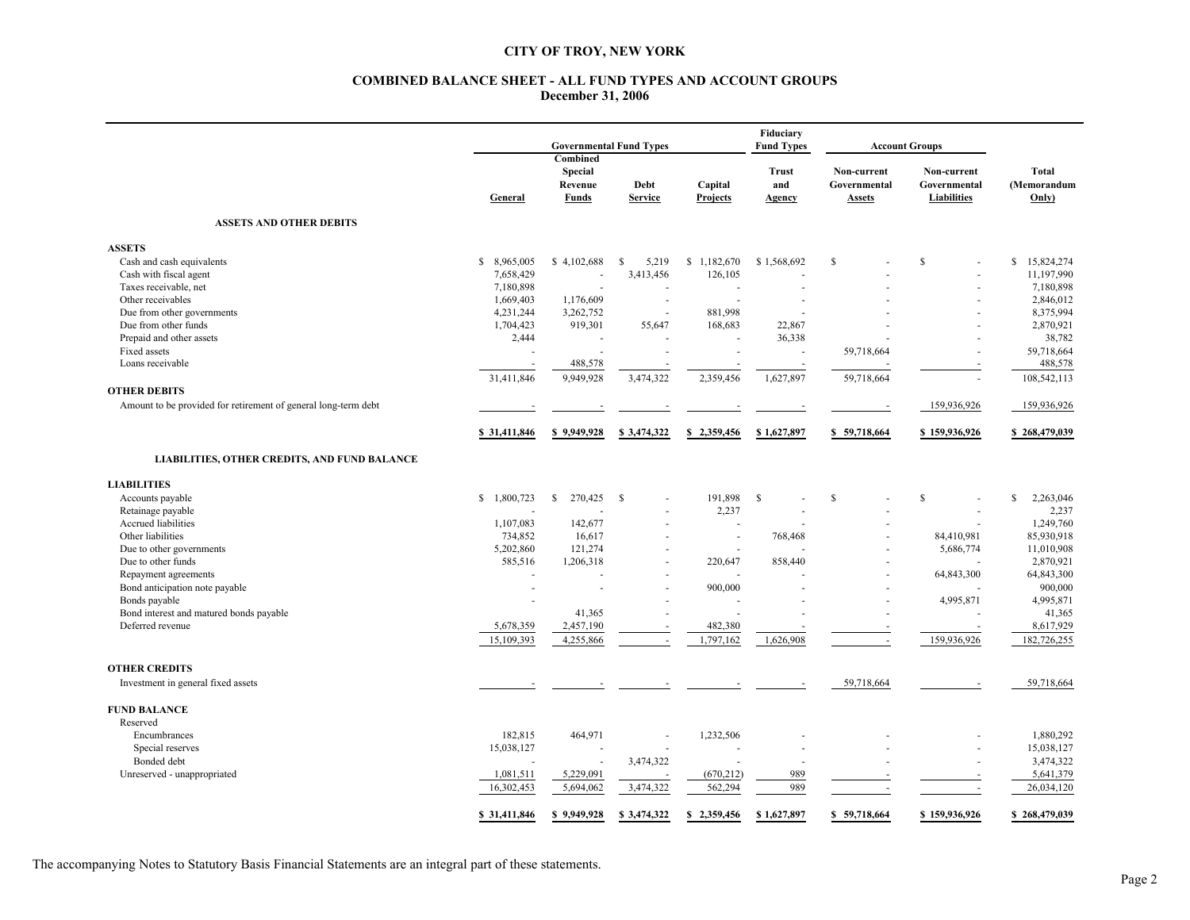# CITY OF TROY, NEW YORK

## COMBINED BALANCE SHEET - ALL FUND TYPES AND ACCOUNT GROUPS
### December 31, 2006

| | Governmental Fund Types | | | | Fiduciary Fund Types | Account Groups | | |
|---|---|---|---|---|---|---|---|---|
| | General | Combined Special Revenue Funds | Debt Service | Capital Projects | Trust and Agency | Non-current Governmental Assets | Non-current Governmental Liabilities | Total (Memorandum Only) |
| **ASSETS AND OTHER DEBITS** | | | | | | | | |
| **ASSETS** | | | | | | | | |
| Cash and cash equivalents | $ 8,965,005 | $ 4,102,688 | $ 5,219 | $ 1,182,670 | $ 1,568,692 | $ - | $ - | $ 15,824,274 |
| Cash with fiscal agent | 7,658,429 | - | 3,413,456 | 126,105 | - | - | - | 11,197,990 |
| Taxes receivable, net | 7,180,898 | - | - | - | - | - | - | 7,180,898 |
| Other receivables | 1,669,403 | 1,176,609 | - | - | - | - | - | 2,846,012 |
| Due from other governments | 4,231,244 | 3,262,752 | - | 881,998 | - | - | - | 8,375,994 |
| Due from other funds | 1,704,423 | 919,301 | 55,647 | 168,683 | 22,867 | - | - | 2,870,921 |
| Prepaid and other assets | 2,444 | - | - | - | 36,338 | - | - | 38,782 |
| Fixed assets | - | - | - | - | - | 59,718,664 | - | 59,718,664 |
| Loans receivable | - | 488,578 | - | - | - | - | - | 488,578 |
| | 31,411,846 | 9,949,928 | 3,474,322 | 2,359,456 | 1,627,897 | 59,718,664 | - | 108,542,113 |
| **OTHER DEBITS** | | | | | | | | |
| Amount to be provided for retirement of general long-term debt | - | - | - | - | - | - | 159,936,926 | 159,936,926 |
| | $ 31,411,846 | $ 9,949,928 | $ 3,474,322 | $ 2,359,456 | $ 1,627,897 | $ 59,718,664 | $ 159,936,926 | $ 268,479,039 |
| **LIABILITIES, OTHER CREDITS, AND FUND BALANCE** | | | | | | | | |
| **LIABILITIES** | | | | | | | | |
| Accounts payable | $ 1,800,723 | $ 270,425 | $ - | 191,898 | $ - | $ - | $ - | $ 2,263,046 |
| Retainage payable | - | - | - | 2,237 | - | - | - | 2,237 |
| Accrued liabilities | 1,107,083 | 142,677 | - | - | - | - | - | 1,249,760 |
| Other liabilities | 734,852 | 16,617 | - | - | 768,468 | - | 84,410,981 | 85,930,918 |
| Due to other governments | 5,202,860 | 121,274 | - | - | - | - | 5,686,774 | 11,010,908 |
| Due to other funds | 585,516 | 1,206,318 | - | 220,647 | 858,440 | - | - | 2,870,921 |
| Repayment agreements | - | - | - | - | - | - | 64,843,300 | 64,843,300 |
| Bond anticipation note payable | - | - | - | 900,000 | - | - | - | 900,000 |
| Bonds payable | - | | - | - | - | - | 4,995,871 | 4,995,871 |
| Bond interest and matured bonds payable | | 41,365 | - | - | - | - | - | 41,365 |
| Deferred revenue | 5,678,359 | 2,457,190 | - | 482,380 | - | - | - | 8,617,929 |
| | 15,109,393 | 4,255,866 | - | 1,797,162 | 1,626,908 | - | 159,936,926 | 182,726,255 |
| **OTHER CREDITS** | | | | | | | | |
| Investment in general fixed assets | - | - | - | - | - | 59,718,664 | - | 59,718,664 |
| **FUND BALANCE** | | | | | | | | |
| Reserved | | | | | | | | |
| Encumbrances | 182,815 | 464,971 | - | 1,232,506 | - | - | - | 1,880,292 |
| Special reserves | 15,038,127 | - | - | - | - | - | - | 15,038,127 |
| Bonded debt | - | - | 3,474,322 | - | - | - | - | 3,474,322 |
| Unreserved - unappropriated | 1,081,511 | 5,229,091 | - | (670,212) | 989 | - | - | 5,641,379 |
| | 16,302,453 | 5,694,062 | 3,474,322 | 562,294 | 989 | - | - | 26,034,120 |
| | $ 31,411,846 | $ 9,949,928 | $ 3,474,322 | $ 2,359,456 | $ 1,627,897 | $ 59,718,664 | $ 159,936,926 | $ 268,479,039 |

The accompanying Notes to Statutory Basis Financial Statements are an integral part of these statements.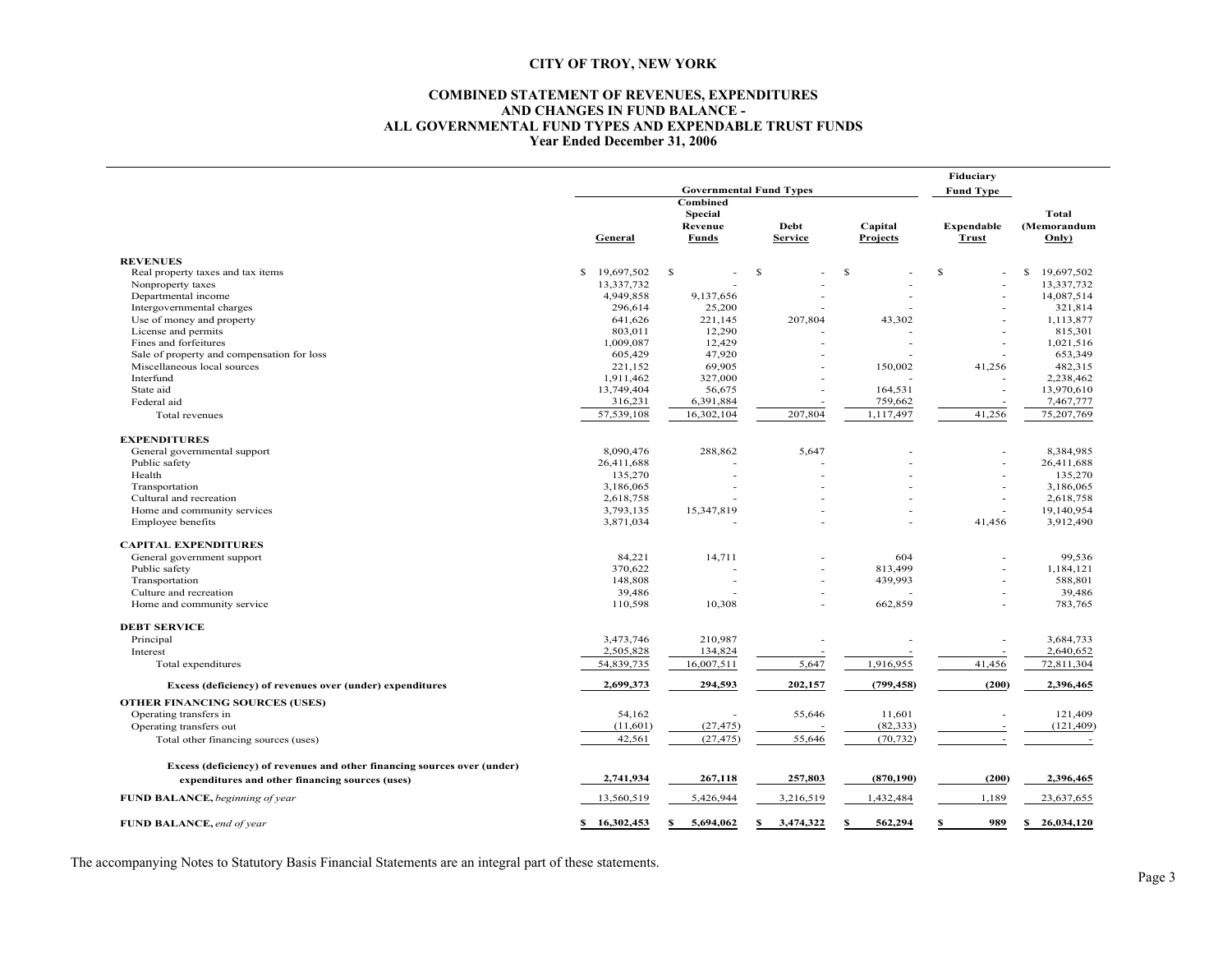# CITY OF TROY, NEW YORK

## COMBINED STATEMENT OF REVENUES, EXPENDITURES AND CHANGES IN FUND BALANCE - ALL GOVERNMENTAL FUND TYPES AND EXPENDABLE TRUST FUNDS
### Year Ended December 31, 2006

| | Governmental Fund Types | | | | Fiduciary Fund Type | |
|---|---|---|---|---|---|---|
| | General | Combined Special Revenue Funds | Debt Service | Capital Projects | Expendable Trust | Total (Memorandum Only) |
| **REVENUES** | | | | | | |
| Real property taxes and tax items | $ 19,697,502 | $ - | $ - | $ - | $ - | $ 19,697,502 |
| Nonproperty taxes | 13,337,732 | - | - | - | - | 13,337,732 |
| Departmental income | 4,949,858 | 9,137,656 | - | - | - | 14,087,514 |
| Intergovernmental charges | 296,614 | 25,200 | - | - | - | 321,814 |
| Use of money and property | 641,626 | 221,145 | 207,804 | 43,302 | - | 1,113,877 |
| License and permits | 803,011 | 12,290 | - | - | - | 815,301 |
| Fines and forfeitures | 1,009,087 | 12,429 | - | - | - | 1,021,516 |
| Sale of property and compensation for loss | 605,429 | 47,920 | - | - | - | 653,349 |
| Miscellaneous local sources | 221,152 | 69,905 | - | 150,002 | 41,256 | 482,315 |
| Interfund | 1,911,462 | 327,000 | - | - | - | 2,238,462 |
| State aid | 13,749,404 | 56,675 | - | 164,531 | - | 13,970,610 |
| Federal aid | 316,231 | 6,391,884 | - | 759,662 | - | 7,467,777 |
| Total revenues | 57,539,108 | 16,302,104 | 207,804 | 1,117,497 | 41,256 | 75,207,769 |
| **EXPENDITURES** | | | | | | |
| General governmental support | 8,090,476 | 288,862 | 5,647 | - | - | 8,384,985 |
| Public safety | 26,411,688 | - | - | - | - | 26,411,688 |
| Health | 135,270 | - | - | - | - | 135,270 |
| Transportation | 3,186,065 | - | - | - | - | 3,186,065 |
| Cultural and recreation | 2,618,758 | - | - | - | - | 2,618,758 |
| Home and community services | 3,793,135 | 15,347,819 | - | - | - | 19,140,954 |
| Employee benefits | 3,871,034 | - | - | - | 41,456 | 3,912,490 |
| **CAPITAL EXPENDITURES** | | | | | | |
| General government support | 84,221 | 14,711 | - | 604 | - | 99,536 |
| Public safety | 370,622 | - | - | 813,499 | - | 1,184,121 |
| Transportation | 148,808 | - | - | 439,993 | - | 588,801 |
| Culture and recreation | 39,486 | - | - | - | - | 39,486 |
| Home and community service | 110,598 | 10,308 | - | 662,859 | - | 783,765 |
| **DEBT SERVICE** | | | | | | |
| Principal | 3,473,746 | 210,987 | - | - | - | 3,684,733 |
| Interest | 2,505,828 | 134,824 | - | - | - | 2,640,652 |
| Total expenditures | 54,839,735 | 16,007,511 | 5,647 | 1,916,955 | 41,456 | 72,811,304 |
| **Excess (deficiency) of revenues over (under) expenditures** | **2,699,373** | **294,593** | **202,157** | **(799,458)** | **(200)** | **2,396,465** |
| **OTHER FINANCING SOURCES (USES)** | | | | | | |
| Operating transfers in | 54,162 | - | 55,646 | 11,601 | - | 121,409 |
| Operating transfers out | (11,601) | (27,475) | - | (82,333) | - | (121,409) |
| Total other financing sources (uses) | 42,561 | (27,475) | 55,646 | (70,732) | - | - |
| **Excess (deficiency) of revenues and other financing sources over (under) expenditures and other financing sources (uses)** | **2,741,934** | **267,118** | **257,803** | **(870,190)** | **(200)** | **2,396,465** |
| **FUND BALANCE,** *beginning of year* | 13,560,519 | 5,426,944 | 3,216,519 | 1,432,484 | 1,189 | 23,637,655 |
| **FUND BALANCE,** *end of year* | **$ 16,302,453** | **$ 5,694,062** | **$ 3,474,322** | **$ 562,294** | **$ 989** | **$ 26,034,120** |

The accompanying Notes to Statutory Basis Financial Statements are an integral part of these statements.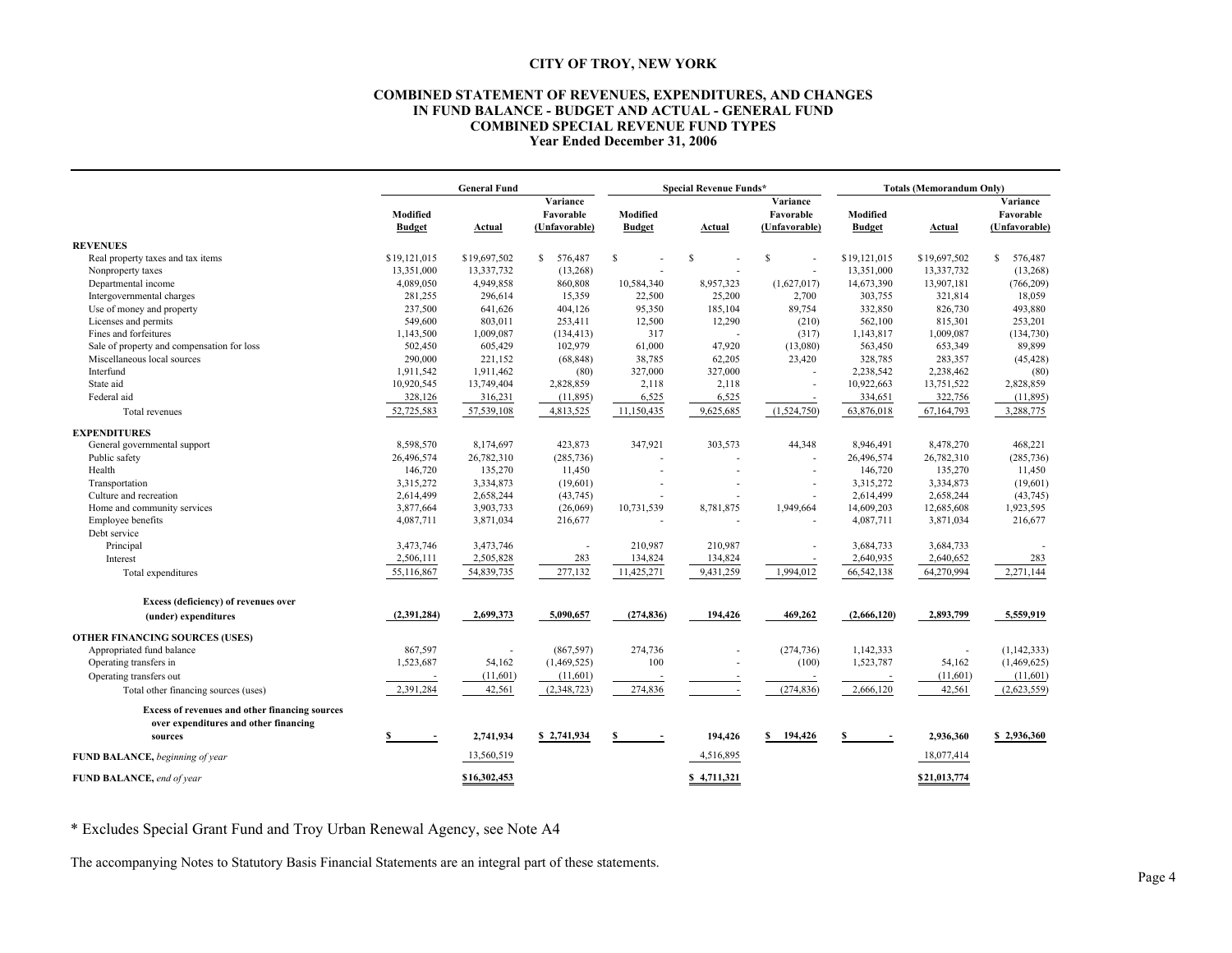**CITY OF TROY, NEW YORK**

**COMBINED STATEMENT OF REVENUES, EXPENDITURES, AND CHANGES IN FUND BALANCE - BUDGET AND ACTUAL - GENERAL FUND COMBINED SPECIAL REVENUE FUND TYPES**
**Year Ended December 31, 2006**

| | General Fund | | | Special Revenue Funds* | | | Totals (Memorandum Only) | | |
|---|---|---|---|---|---|---|---|---|---|
| | Modified Budget | Actual | Variance Favorable (Unfavorable) | Modified Budget | Actual | Variance Favorable (Unfavorable) | Modified Budget | Actual | Variance Favorable (Unfavorable) |
| **REVENUES** | | | | | | | | | |
| Real property taxes and tax items | $19,121,015 | $19,697,502 | $ 576,487 | $ - | $ - | $ - | $19,121,015 | $19,697,502 | $ 576,487 |
| Nonproperty taxes | 13,351,000 | 13,337,732 | (13,268) | - | - | - | 13,351,000 | 13,337,732 | (13,268) |
| Departmental income | 4,089,050 | 4,949,858 | 860,808 | 10,584,340 | 8,957,323 | (1,627,017) | 14,673,390 | 13,907,181 | (766,209) |
| Intergovernmental charges | 281,255 | 296,614 | 15,359 | 22,500 | 25,200 | 2,700 | 303,755 | 321,814 | 18,059 |
| Use of money and property | 237,500 | 641,626 | 404,126 | 95,350 | 185,104 | 89,754 | 332,850 | 826,730 | 493,880 |
| Licenses and permits | 549,600 | 803,011 | 253,411 | 12,500 | 12,290 | (210) | 562,100 | 815,301 | 253,201 |
| Fines and forfeitures | 1,143,500 | 1,009,087 | (134,413) | 317 | - | (317) | 1,143,817 | 1,009,087 | (134,730) |
| Sale of property and compensation for loss | 502,450 | 605,429 | 102,979 | 61,000 | 47,920 | (13,080) | 563,450 | 653,349 | 89,899 |
| Miscellaneous local sources | 290,000 | 221,152 | (68,848) | 38,785 | 62,205 | 23,420 | 328,785 | 283,357 | (45,428) |
| Interfund | 1,911,542 | 1,911,462 | (80) | 327,000 | 327,000 | - | 2,238,542 | 2,238,462 | (80) |
| State aid | 10,920,545 | 13,749,404 | 2,828,859 | 2,118 | 2,118 | - | 10,922,663 | 13,751,522 | 2,828,859 |
| Federal aid | 328,126 | 316,231 | (11,895) | 6,525 | 6,525 | - | 334,651 | 322,756 | (11,895) |
| Total revenues | 52,725,583 | 57,539,108 | 4,813,525 | 11,150,435 | 9,625,685 | (1,524,750) | 63,876,018 | 67,164,793 | 3,288,775 |
| **EXPENDITURES** | | | | | | | | | |
| General governmental support | 8,598,570 | 8,174,697 | 423,873 | 347,921 | 303,573 | 44,348 | 8,946,491 | 8,478,270 | 468,221 |
| Public safety | 26,496,574 | 26,782,310 | (285,736) | - | - | - | 26,496,574 | 26,782,310 | (285,736) |
| Health | 146,720 | 135,270 | 11,450 | - | - | - | 146,720 | 135,270 | 11,450 |
| Transportation | 3,315,272 | 3,334,873 | (19,601) | - | - | - | 3,315,272 | 3,334,873 | (19,601) |
| Culture and recreation | 2,614,499 | 2,658,244 | (43,745) | - | - | - | 2,614,499 | 2,658,244 | (43,745) |
| Home and community services | 3,877,664 | 3,903,733 | (26,069) | 10,731,539 | 8,781,875 | 1,949,664 | 14,609,203 | 12,685,608 | 1,923,595 |
| Employee benefits | 4,087,711 | 3,871,034 | 216,677 | - | - | - | 4,087,711 | 3,871,034 | 216,677 |
| Debt service | | | | | | | | | |
| Principal | 3,473,746 | 3,473,746 | - | 210,987 | 210,987 | - | 3,684,733 | 3,684,733 | - |
| Interest | 2,506,111 | 2,505,828 | 283 | 134,824 | 134,824 | - | 2,640,935 | 2,640,652 | 283 |
| Total expenditures | 55,116,867 | 54,839,735 | 277,132 | 11,425,271 | 9,431,259 | 1,994,012 | 66,542,138 | 64,270,994 | 2,271,144 |
| **Excess (deficiency) of revenues over (under) expenditures** | **(2,391,284)** | **2,699,373** | **5,090,657** | **(274,836)** | **194,426** | **469,262** | **(2,666,120)** | **2,893,799** | **5,559,919** |
| **OTHER FINANCING SOURCES (USES)** | | | | | | | | | |
| Appropriated fund balance | 867,597 | - | (867,597) | 274,736 | - | (274,736) | 1,142,333 | - | (1,142,333) |
| Operating transfers in | 1,523,687 | 54,162 | (1,469,525) | 100 | - | (100) | 1,523,787 | 54,162 | (1,469,625) |
| Operating transfers out | - | (11,601) | (11,601) | - | - | - | - | (11,601) | (11,601) |
| Total other financing sources (uses) | 2,391,284 | 42,561 | (2,348,723) | 274,836 | - | (274,836) | 2,666,120 | 42,561 | (2,623,559) |
| **Excess of revenues and other financing sources over expenditures and other financing sources** | **$ -** | **2,741,934** | **$ 2,741,934** | **$ -** | **194,426** | **$ 194,426** | **$ -** | **2,936,360** | **$ 2,936,360** |
| **FUND BALANCE,** *beginning of year* | | 13,560,519 | | | 4,516,895 | | | 18,077,414 | |
| **FUND BALANCE,** *end of year* | | **$16,302,453** | | | **$ 4,711,321** | | | **$21,013,774** | |

\* Excludes Special Grant Fund and Troy Urban Renewal Agency, see Note A4

The accompanying Notes to Statutory Basis Financial Statements are an integral part of these statements.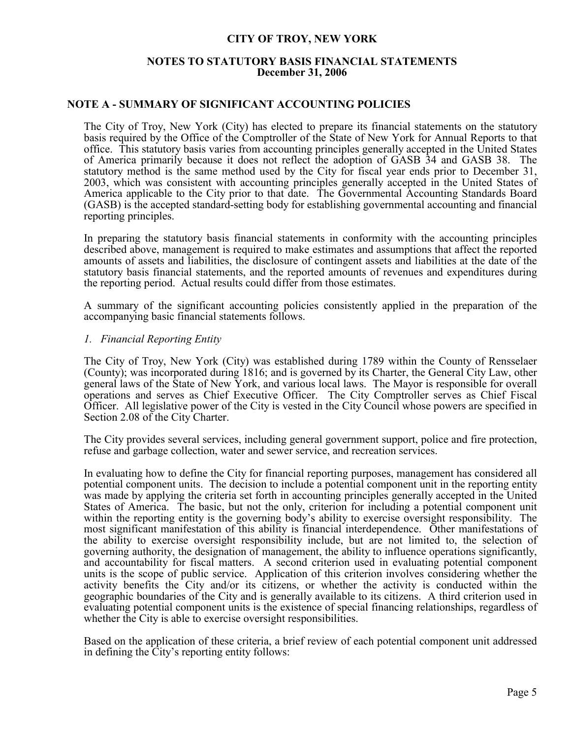# CITY OF TROY, NEW YORK

## NOTES TO STATUTORY BASIS FINANCIAL STATEMENTS
**December 31, 2006**

## NOTE A - SUMMARY OF SIGNIFICANT ACCOUNTING POLICIES

The City of Troy, New York (City) has elected to prepare its financial statements on the statutory basis required by the Office of the Comptroller of the State of New York for Annual Reports to that office. This statutory basis varies from accounting principles generally accepted in the United States of America primarily because it does not reflect the adoption of GASB 34 and GASB 38. The statutory method is the same method used by the City for fiscal year ends prior to December 31, 2003, which was consistent with accounting principles generally accepted in the United States of America applicable to the City prior to that date. The Governmental Accounting Standards Board (GASB) is the accepted standard-setting body for establishing governmental accounting and financial reporting principles.

In preparing the statutory basis financial statements in conformity with the accounting principles described above, management is required to make estimates and assumptions that affect the reported amounts of assets and liabilities, the disclosure of contingent assets and liabilities at the date of the statutory basis financial statements, and the reported amounts of revenues and expenditures during the reporting period. Actual results could differ from those estimates.

A summary of the significant accounting policies consistently applied in the preparation of the accompanying basic financial statements follows.

*1. Financial Reporting Entity*

The City of Troy, New York (City) was established during 1789 within the County of Rensselaer (County); was incorporated during 1816; and is governed by its Charter, the General City Law, other general laws of the State of New York, and various local laws. The Mayor is responsible for overall operations and serves as Chief Executive Officer. The City Comptroller serves as Chief Fiscal Officer. All legislative power of the City is vested in the City Council whose powers are specified in Section 2.08 of the City Charter.

The City provides several services, including general government support, police and fire protection, refuse and garbage collection, water and sewer service, and recreation services.

In evaluating how to define the City for financial reporting purposes, management has considered all potential component units. The decision to include a potential component unit in the reporting entity was made by applying the criteria set forth in accounting principles generally accepted in the United States of America. The basic, but not the only, criterion for including a potential component unit within the reporting entity is the governing body's ability to exercise oversight responsibility. The most significant manifestation of this ability is financial interdependence. Other manifestations of the ability to exercise oversight responsibility include, but are not limited to, the selection of governing authority, the designation of management, the ability to influence operations significantly, and accountability for fiscal matters. A second criterion used in evaluating potential component units is the scope of public service. Application of this criterion involves considering whether the activity benefits the City and/or its citizens, or whether the activity is conducted within the geographic boundaries of the City and is generally available to its citizens. A third criterion used in evaluating potential component units is the existence of special financing relationships, regardless of whether the City is able to exercise oversight responsibilities.

Based on the application of these criteria, a brief review of each potential component unit addressed in defining the City's reporting entity follows: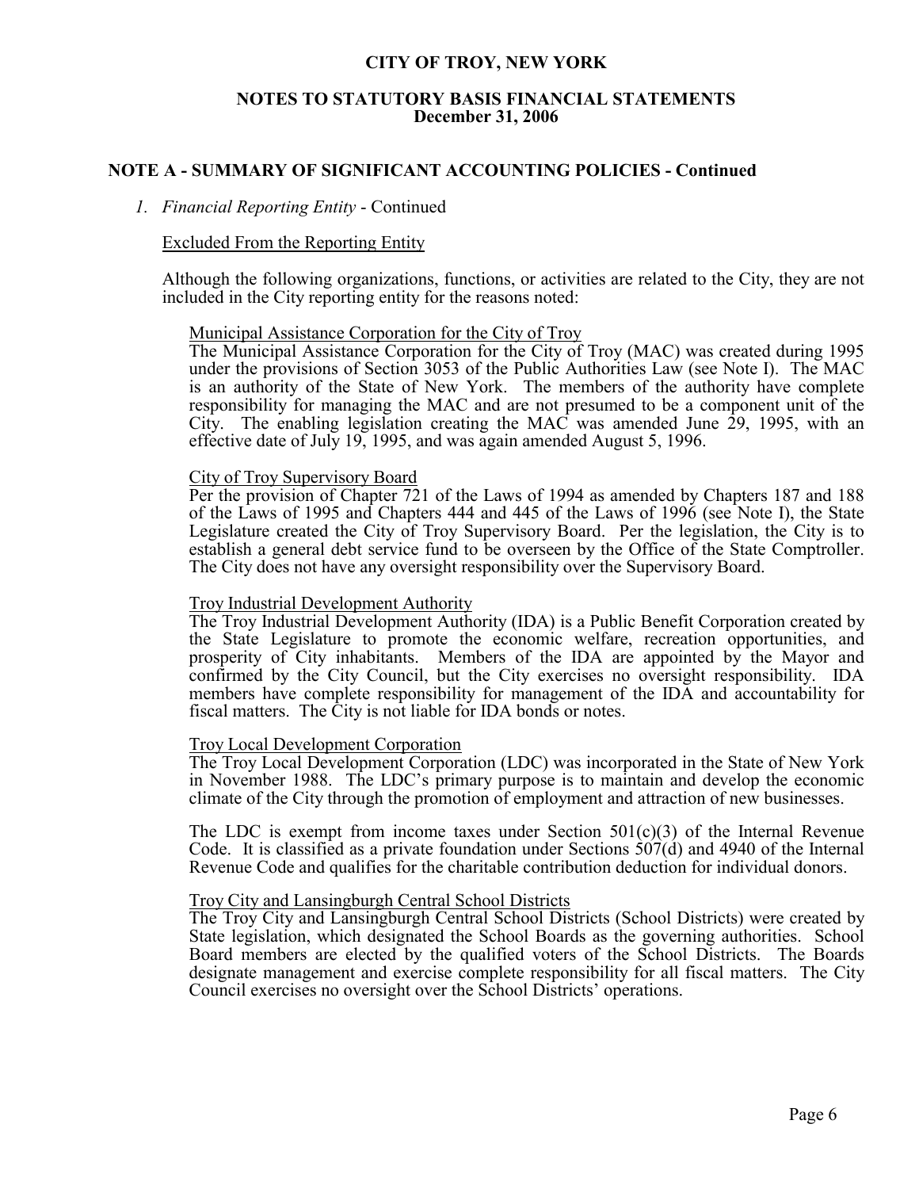## CITY OF TROY, NEW YORK

### NOTES TO STATUTORY BASIS FINANCIAL STATEMENTS
### December 31, 2006

## NOTE A - SUMMARY OF SIGNIFICANT ACCOUNTING POLICIES - Continued

*1. Financial Reporting Entity* - Continued

Excluded From the Reporting Entity

Although the following organizations, functions, or activities are related to the City, they are not included in the City reporting entity for the reasons noted:

Municipal Assistance Corporation for the City of Troy
The Municipal Assistance Corporation for the City of Troy (MAC) was created during 1995 under the provisions of Section 3053 of the Public Authorities Law (see Note I). The MAC is an authority of the State of New York. The members of the authority have complete responsibility for managing the MAC and are not presumed to be a component unit of the City. The enabling legislation creating the MAC was amended June 29, 1995, with an effective date of July 19, 1995, and was again amended August 5, 1996.

City of Troy Supervisory Board
Per the provision of Chapter 721 of the Laws of 1994 as amended by Chapters 187 and 188 of the Laws of 1995 and Chapters 444 and 445 of the Laws of 1996 (see Note I), the State Legislature created the City of Troy Supervisory Board. Per the legislation, the City is to establish a general debt service fund to be overseen by the Office of the State Comptroller. The City does not have any oversight responsibility over the Supervisory Board.

Troy Industrial Development Authority
The Troy Industrial Development Authority (IDA) is a Public Benefit Corporation created by the State Legislature to promote the economic welfare, recreation opportunities, and prosperity of City inhabitants. Members of the IDA are appointed by the Mayor and confirmed by the City Council, but the City exercises no oversight responsibility. IDA members have complete responsibility for management of the IDA and accountability for fiscal matters. The City is not liable for IDA bonds or notes.

Troy Local Development Corporation
The Troy Local Development Corporation (LDC) was incorporated in the State of New York in November 1988. The LDC's primary purpose is to maintain and develop the economic climate of the City through the promotion of employment and attraction of new businesses.

The LDC is exempt from income taxes under Section 501(c)(3) of the Internal Revenue Code. It is classified as a private foundation under Sections 507(d) and 4940 of the Internal Revenue Code and qualifies for the charitable contribution deduction for individual donors.

Troy City and Lansingburgh Central School Districts
The Troy City and Lansingburgh Central School Districts (School Districts) were created by State legislation, which designated the School Boards as the governing authorities. School Board members are elected by the qualified voters of the School Districts. The Boards designate management and exercise complete responsibility for all fiscal matters. The City Council exercises no oversight over the School Districts' operations.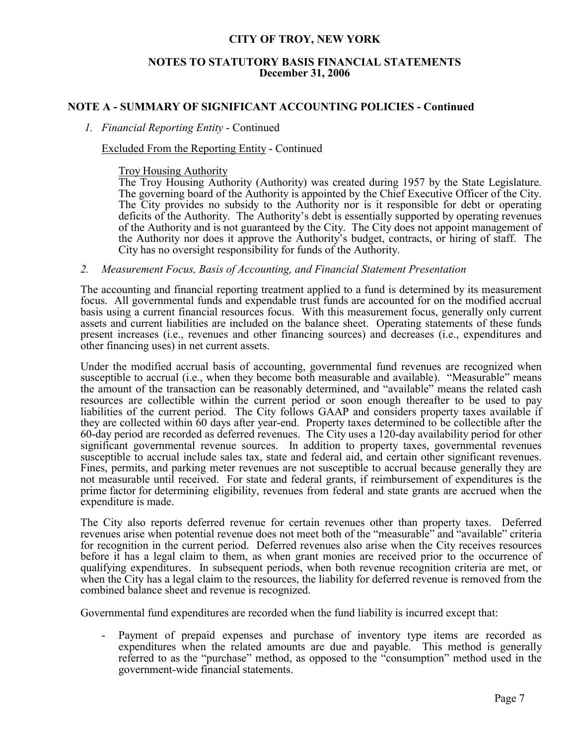# CITY OF TROY, NEW YORK

## NOTES TO STATUTORY BASIS FINANCIAL STATEMENTS
## December 31, 2006

### NOTE A - SUMMARY OF SIGNIFICANT ACCOUNTING POLICIES - Continued

*1. Financial Reporting Entity* - Continued

Excluded From the Reporting Entity - Continued

Troy Housing Authority

The Troy Housing Authority (Authority) was created during 1957 by the State Legislature. The governing board of the Authority is appointed by the Chief Executive Officer of the City. The City provides no subsidy to the Authority nor is it responsible for debt or operating deficits of the Authority. The Authority's debt is essentially supported by operating revenues of the Authority and is not guaranteed by the City. The City does not appoint management of the Authority nor does it approve the Authority's budget, contracts, or hiring of staff. The City has no oversight responsibility for funds of the Authority.

*2. Measurement Focus, Basis of Accounting, and Financial Statement Presentation*

The accounting and financial reporting treatment applied to a fund is determined by its measurement focus. All governmental funds and expendable trust funds are accounted for on the modified accrual basis using a current financial resources focus. With this measurement focus, generally only current assets and current liabilities are included on the balance sheet. Operating statements of these funds present increases (i.e., revenues and other financing sources) and decreases (i.e., expenditures and other financing uses) in net current assets.

Under the modified accrual basis of accounting, governmental fund revenues are recognized when susceptible to accrual (i.e., when they become both measurable and available). "Measurable" means the amount of the transaction can be reasonably determined, and "available" means the related cash resources are collectible within the current period or soon enough thereafter to be used to pay liabilities of the current period. The City follows GAAP and considers property taxes available if they are collected within 60 days after year-end. Property taxes determined to be collectible after the 60-day period are recorded as deferred revenues. The City uses a 120-day availability period for other significant governmental revenue sources. In addition to property taxes, governmental revenues susceptible to accrual include sales tax, state and federal aid, and certain other significant revenues. Fines, permits, and parking meter revenues are not susceptible to accrual because generally they are not measurable until received. For state and federal grants, if reimbursement of expenditures is the prime factor for determining eligibility, revenues from federal and state grants are accrued when the expenditure is made.

The City also reports deferred revenue for certain revenues other than property taxes. Deferred revenues arise when potential revenue does not meet both of the "measurable" and "available" criteria for recognition in the current period. Deferred revenues also arise when the City receives resources before it has a legal claim to them, as when grant monies are received prior to the occurrence of qualifying expenditures. In subsequent periods, when both revenue recognition criteria are met, or when the City has a legal claim to the resources, the liability for deferred revenue is removed from the combined balance sheet and revenue is recognized.

Governmental fund expenditures are recorded when the fund liability is incurred except that:

- Payment of prepaid expenses and purchase of inventory type items are recorded as expenditures when the related amounts are due and payable. This method is generally referred to as the "purchase" method, as opposed to the "consumption" method used in the government-wide financial statements.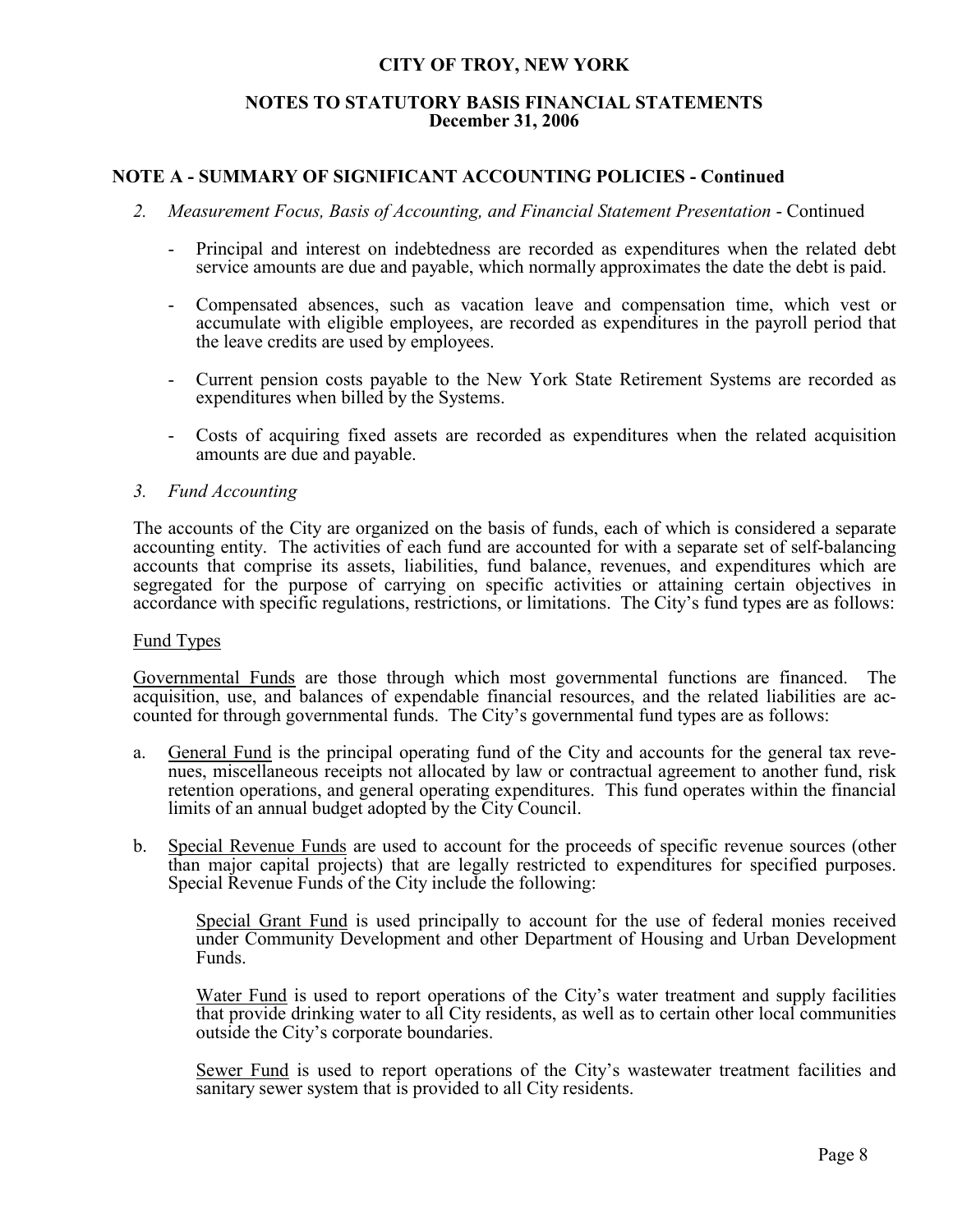**CITY OF TROY, NEW YORK**

**NOTES TO STATUTORY BASIS FINANCIAL STATEMENTS**
**December 31, 2006**

## NOTE A - SUMMARY OF SIGNIFICANT ACCOUNTING POLICIES - Continued

2. *Measurement Focus, Basis of Accounting, and Financial Statement Presentation* - Continued

   - Principal and interest on indebtedness are recorded as expenditures when the related debt service amounts are due and payable, which normally approximates the date the debt is paid.
   - Compensated absences, such as vacation leave and compensation time, which vest or accumulate with eligible employees, are recorded as expenditures in the payroll period that the leave credits are used by employees.
   - Current pension costs payable to the New York State Retirement Systems are recorded as expenditures when billed by the Systems.
   - Costs of acquiring fixed assets are recorded as expenditures when the related acquisition amounts are due and payable.

3. *Fund Accounting*

The accounts of the City are organized on the basis of funds, each of which is considered a separate accounting entity. The activities of each fund are accounted for with a separate set of self-balancing accounts that comprise its assets, liabilities, fund balance, revenues, and expenditures which are segregated for the purpose of carrying on specific activities or attaining certain objectives in accordance with specific regulations, restrictions, or limitations. The City's fund types are as follows:

Fund Types

Governmental Funds are those through which most governmental functions are financed. The acquisition, use, and balances of expendable financial resources, and the related liabilities are accounted for through governmental funds. The City's governmental fund types are as follows:

a. General Fund is the principal operating fund of the City and accounts for the general tax revenues, miscellaneous receipts not allocated by law or contractual agreement to another fund, risk retention operations, and general operating expenditures. This fund operates within the financial limits of an annual budget adopted by the City Council.

b. Special Revenue Funds are used to account for the proceeds of specific revenue sources (other than major capital projects) that are legally restricted to expenditures for specified purposes. Special Revenue Funds of the City include the following:

   Special Grant Fund is used principally to account for the use of federal monies received under Community Development and other Department of Housing and Urban Development Funds.

   Water Fund is used to report operations of the City's water treatment and supply facilities that provide drinking water to all City residents, as well as to certain other local communities outside the City's corporate boundaries.

   Sewer Fund is used to report operations of the City's wastewater treatment facilities and sanitary sewer system that is provided to all City residents.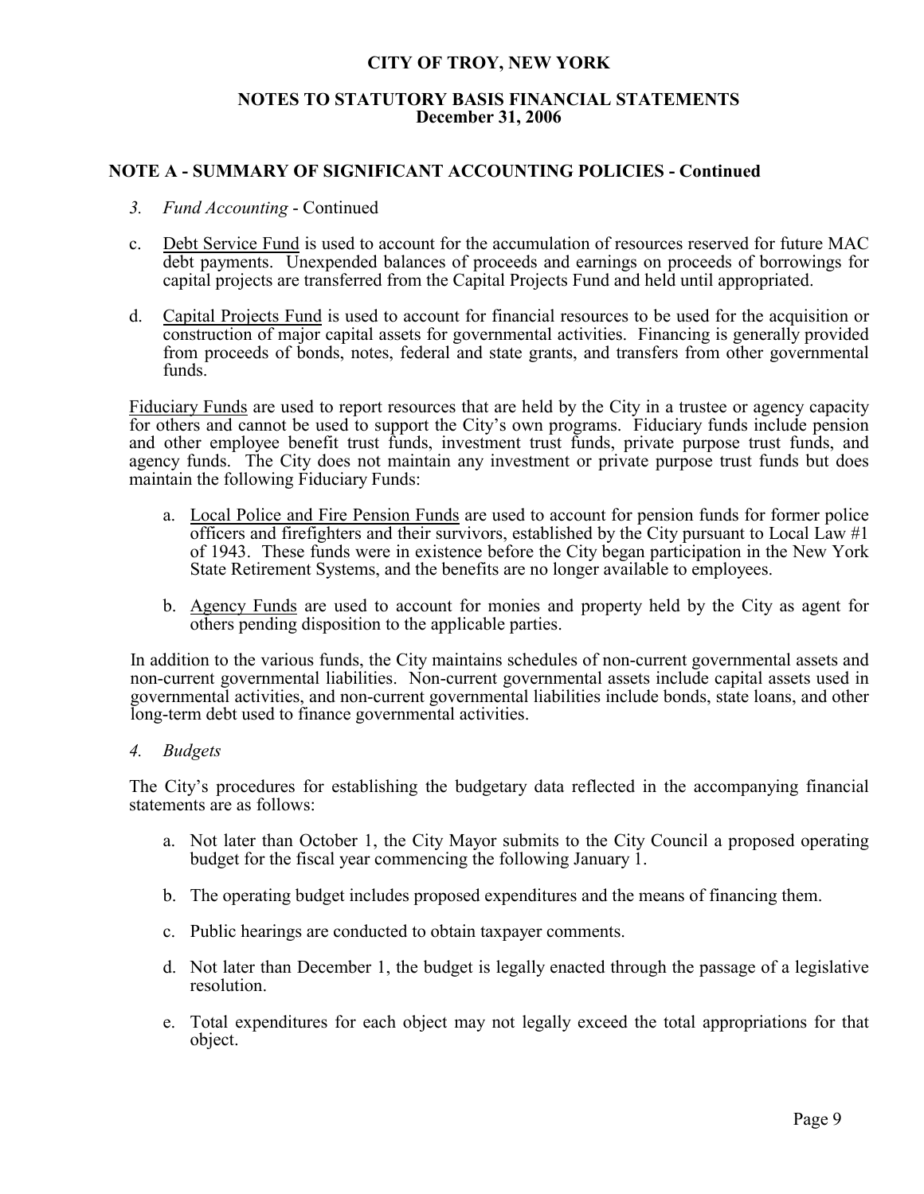# CITY OF TROY, NEW YORK

## NOTES TO STATUTORY BASIS FINANCIAL STATEMENTS
## December 31, 2006

### NOTE A - SUMMARY OF SIGNIFICANT ACCOUNTING POLICIES - Continued

*3. Fund Accounting* - Continued

c. Debt Service Fund is used to account for the accumulation of resources reserved for future MAC debt payments. Unexpended balances of proceeds and earnings on proceeds of borrowings for capital projects are transferred from the Capital Projects Fund and held until appropriated.

d. Capital Projects Fund is used to account for financial resources to be used for the acquisition or construction of major capital assets for governmental activities. Financing is generally provided from proceeds of bonds, notes, federal and state grants, and transfers from other governmental funds.

Fiduciary Funds are used to report resources that are held by the City in a trustee or agency capacity for others and cannot be used to support the City's own programs. Fiduciary funds include pension and other employee benefit trust funds, investment trust funds, private purpose trust funds, and agency funds. The City does not maintain any investment or private purpose trust funds but does maintain the following Fiduciary Funds:

a. Local Police and Fire Pension Funds are used to account for pension funds for former police officers and firefighters and their survivors, established by the City pursuant to Local Law #1 of 1943. These funds were in existence before the City began participation in the New York State Retirement Systems, and the benefits are no longer available to employees.

b. Agency Funds are used to account for monies and property held by the City as agent for others pending disposition to the applicable parties.

In addition to the various funds, the City maintains schedules of non-current governmental assets and non-current governmental liabilities. Non-current governmental assets include capital assets used in governmental activities, and non-current governmental liabilities include bonds, state loans, and other long-term debt used to finance governmental activities.

*4. Budgets*

The City's procedures for establishing the budgetary data reflected in the accompanying financial statements are as follows:

a. Not later than October 1, the City Mayor submits to the City Council a proposed operating budget for the fiscal year commencing the following January 1.

b. The operating budget includes proposed expenditures and the means of financing them.

c. Public hearings are conducted to obtain taxpayer comments.

d. Not later than December 1, the budget is legally enacted through the passage of a legislative resolution.

e. Total expenditures for each object may not legally exceed the total appropriations for that object.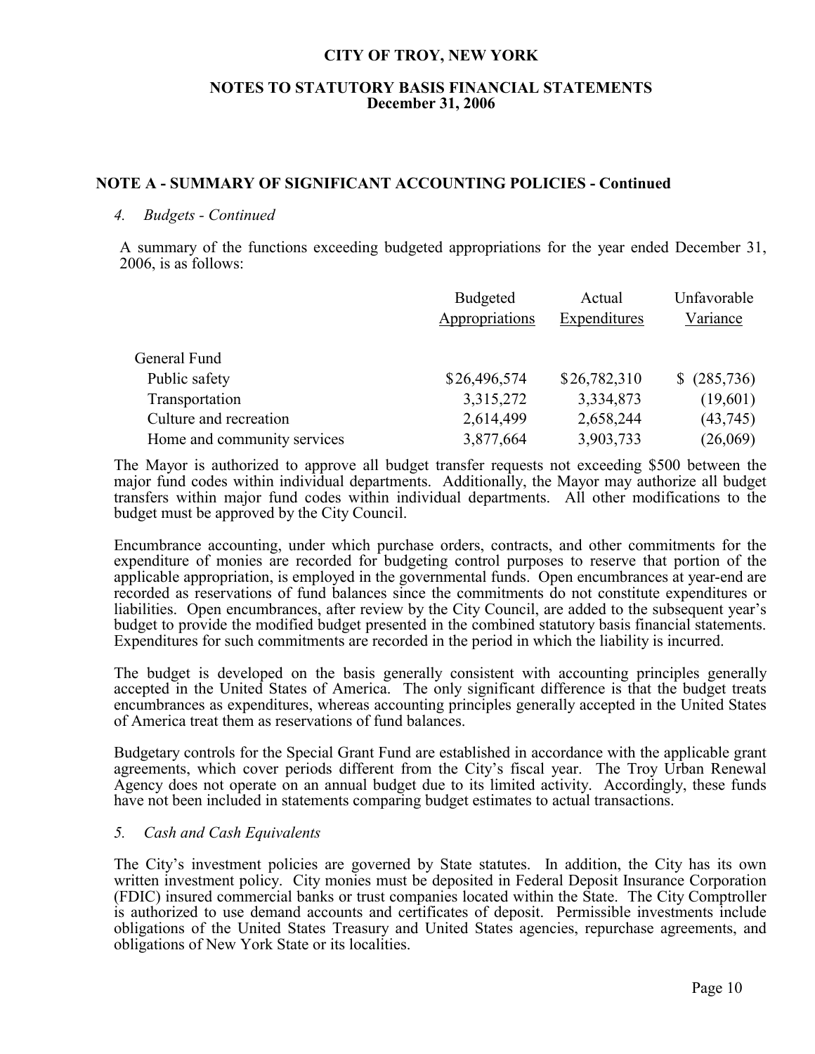# CITY OF TROY, NEW YORK

## NOTES TO STATUTORY BASIS FINANCIAL STATEMENTS
**December 31, 2006**

### NOTE A - SUMMARY OF SIGNIFICANT ACCOUNTING POLICIES - Continued

*4. Budgets - Continued*

A summary of the functions exceeding budgeted appropriations for the year ended December 31, 2006, is as follows:

| | Budgeted Appropriations | Actual Expenditures | Unfavorable Variance |
|---|---|---|---|
| General Fund | | | |
| Public safety | $26,496,574 | $26,782,310 | $ (285,736) |
| Transportation | 3,315,272 | 3,334,873 | (19,601) |
| Culture and recreation | 2,614,499 | 2,658,244 | (43,745) |
| Home and community services | 3,877,664 | 3,903,733 | (26,069) |

The Mayor is authorized to approve all budget transfer requests not exceeding $500 between the major fund codes within individual departments. Additionally, the Mayor may authorize all budget transfers within major fund codes within individual departments. All other modifications to the budget must be approved by the City Council.

Encumbrance accounting, under which purchase orders, contracts, and other commitments for the expenditure of monies are recorded for budgeting control purposes to reserve that portion of the applicable appropriation, is employed in the governmental funds. Open encumbrances at year-end are recorded as reservations of fund balances since the commitments do not constitute expenditures or liabilities. Open encumbrances, after review by the City Council, are added to the subsequent year's budget to provide the modified budget presented in the combined statutory basis financial statements. Expenditures for such commitments are recorded in the period in which the liability is incurred.

The budget is developed on the basis generally consistent with accounting principles generally accepted in the United States of America. The only significant difference is that the budget treats encumbrances as expenditures, whereas accounting principles generally accepted in the United States of America treat them as reservations of fund balances.

Budgetary controls for the Special Grant Fund are established in accordance with the applicable grant agreements, which cover periods different from the City's fiscal year. The Troy Urban Renewal Agency does not operate on an annual budget due to its limited activity. Accordingly, these funds have not been included in statements comparing budget estimates to actual transactions.

*5. Cash and Cash Equivalents*

The City's investment policies are governed by State statutes. In addition, the City has its own written investment policy. City monies must be deposited in Federal Deposit Insurance Corporation (FDIC) insured commercial banks or trust companies located within the State. The City Comptroller is authorized to use demand accounts and certificates of deposit. Permissible investments include obligations of the United States Treasury and United States agencies, repurchase agreements, and obligations of New York State or its localities.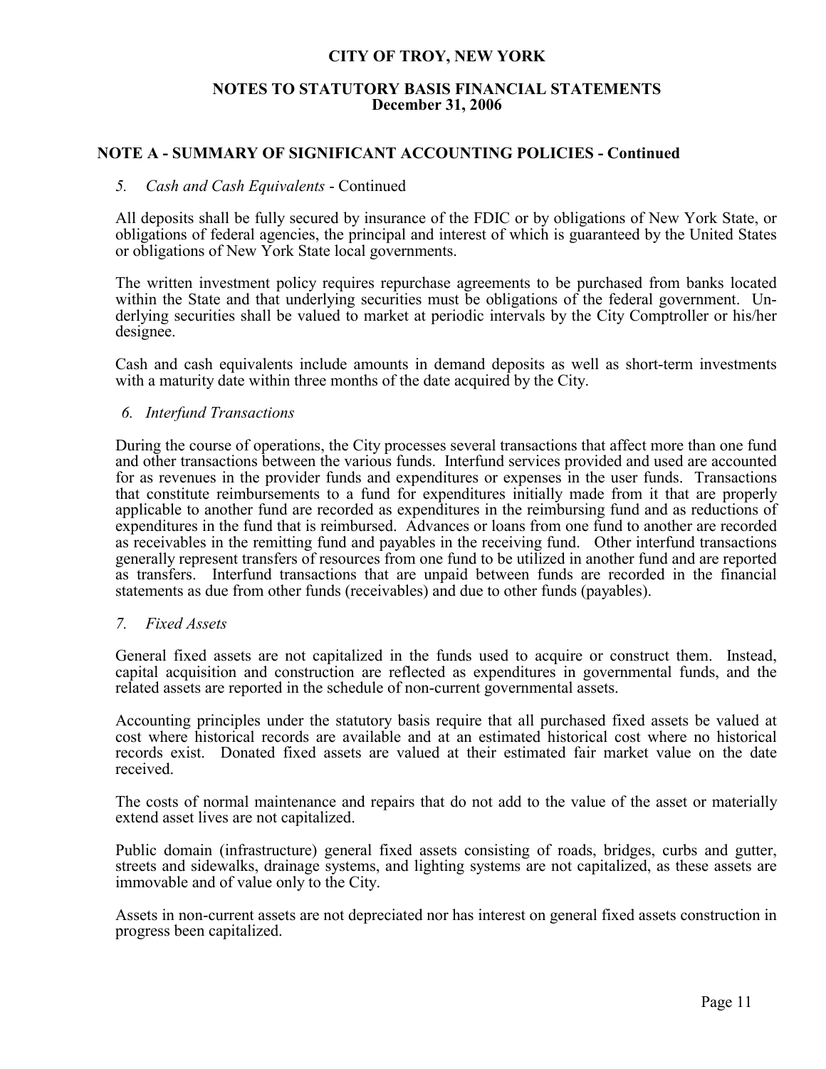**CITY OF TROY, NEW YORK**

**NOTES TO STATUTORY BASIS FINANCIAL STATEMENTS**
**December 31, 2006**

## NOTE A - SUMMARY OF SIGNIFICANT ACCOUNTING POLICIES - Continued

*5. Cash and Cash Equivalents* - Continued

All deposits shall be fully secured by insurance of the FDIC or by obligations of New York State, or obligations of federal agencies, the principal and interest of which is guaranteed by the United States or obligations of New York State local governments.

The written investment policy requires repurchase agreements to be purchased from banks located within the State and that underlying securities must be obligations of the federal government. Underlying securities shall be valued to market at periodic intervals by the City Comptroller or his/her designee.

Cash and cash equivalents include amounts in demand deposits as well as short-term investments with a maturity date within three months of the date acquired by the City.

*6. Interfund Transactions*

During the course of operations, the City processes several transactions that affect more than one fund and other transactions between the various funds. Interfund services provided and used are accounted for as revenues in the provider funds and expenditures or expenses in the user funds. Transactions that constitute reimbursements to a fund for expenditures initially made from it that are properly applicable to another fund are recorded as expenditures in the reimbursing fund and as reductions of expenditures in the fund that is reimbursed. Advances or loans from one fund to another are recorded as receivables in the remitting fund and payables in the receiving fund. Other interfund transactions generally represent transfers of resources from one fund to be utilized in another fund and are reported as transfers. Interfund transactions that are unpaid between funds are recorded in the financial statements as due from other funds (receivables) and due to other funds (payables).

*7. Fixed Assets*

General fixed assets are not capitalized in the funds used to acquire or construct them. Instead, capital acquisition and construction are reflected as expenditures in governmental funds, and the related assets are reported in the schedule of non-current governmental assets.

Accounting principles under the statutory basis require that all purchased fixed assets be valued at cost where historical records are available and at an estimated historical cost where no historical records exist. Donated fixed assets are valued at their estimated fair market value on the date received.

The costs of normal maintenance and repairs that do not add to the value of the asset or materially extend asset lives are not capitalized.

Public domain (infrastructure) general fixed assets consisting of roads, bridges, curbs and gutter, streets and sidewalks, drainage systems, and lighting systems are not capitalized, as these assets are immovable and of value only to the City.

Assets in non-current assets are not depreciated nor has interest on general fixed assets construction in progress been capitalized.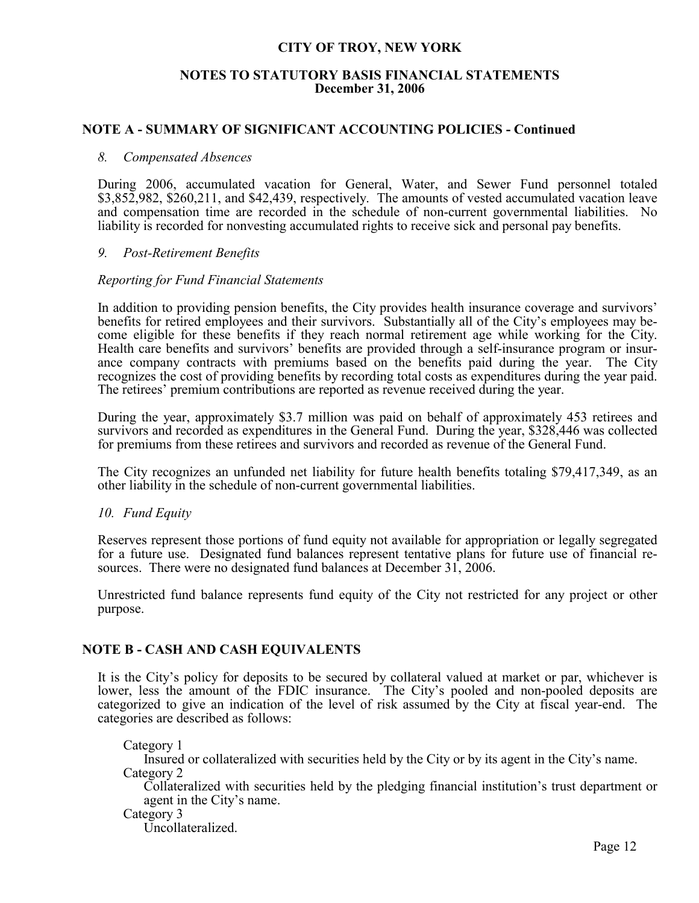# CITY OF TROY, NEW YORK

## NOTES TO STATUTORY BASIS FINANCIAL STATEMENTS
**December 31, 2006**

## NOTE A - SUMMARY OF SIGNIFICANT ACCOUNTING POLICIES - Continued

*8. Compensated Absences*

During 2006, accumulated vacation for General, Water, and Sewer Fund personnel totaled $3,852,982, $260,211, and $42,439, respectively. The amounts of vested accumulated vacation leave and compensation time are recorded in the schedule of non-current governmental liabilities. No liability is recorded for nonvesting accumulated rights to receive sick and personal pay benefits.

*9. Post-Retirement Benefits*

*Reporting for Fund Financial Statements*

In addition to providing pension benefits, the City provides health insurance coverage and survivors' benefits for retired employees and their survivors. Substantially all of the City's employees may become eligible for these benefits if they reach normal retirement age while working for the City. Health care benefits and survivors' benefits are provided through a self-insurance program or insurance company contracts with premiums based on the benefits paid during the year. The City recognizes the cost of providing benefits by recording total costs as expenditures during the year paid. The retirees' premium contributions are reported as revenue received during the year.

During the year, approximately $3.7 million was paid on behalf of approximately 453 retirees and survivors and recorded as expenditures in the General Fund. During the year, $328,446 was collected for premiums from these retirees and survivors and recorded as revenue of the General Fund.

The City recognizes an unfunded net liability for future health benefits totaling $79,417,349, as an other liability in the schedule of non-current governmental liabilities.

*10. Fund Equity*

Reserves represent those portions of fund equity not available for appropriation or legally segregated for a future use. Designated fund balances represent tentative plans for future use of financial resources. There were no designated fund balances at December 31, 2006.

Unrestricted fund balance represents fund equity of the City not restricted for any project or other purpose.

## NOTE B - CASH AND CASH EQUIVALENTS

It is the City's policy for deposits to be secured by collateral valued at market or par, whichever is lower, less the amount of the FDIC insurance. The City's pooled and non-pooled deposits are categorized to give an indication of the level of risk assumed by the City at fiscal year-end. The categories are described as follows:

Category 1
Insured or collateralized with securities held by the City or by its agent in the City's name.

Category 2
Collateralized with securities held by the pledging financial institution's trust department or agent in the City's name.

Category 3
Uncollateralized.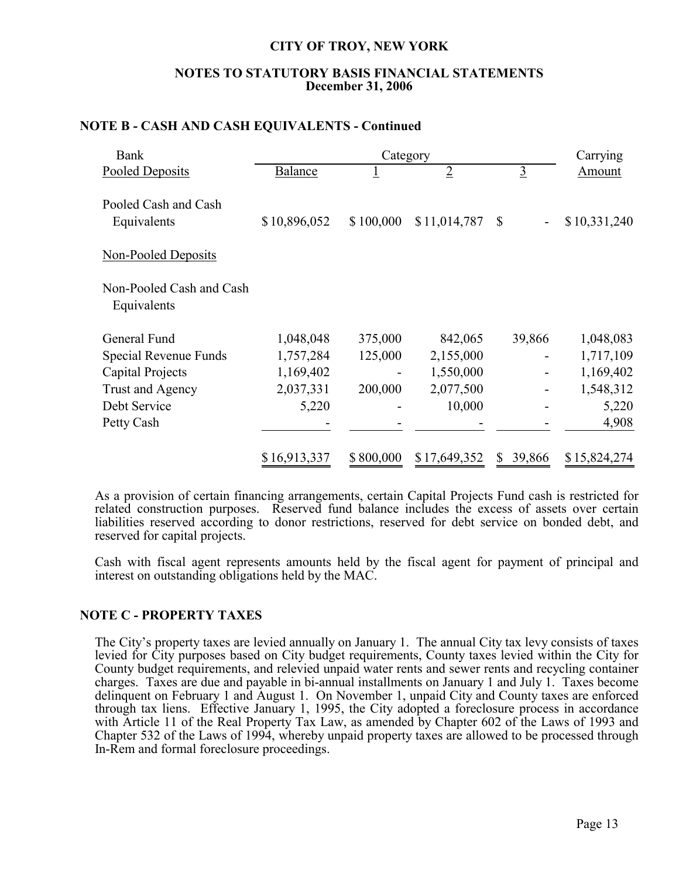## NOTE B - CASH AND CASH EQUIVALENTS - Continued

| Bank | | Category | | | Carrying |
|---|---|---|---|---|---|
| Pooled Deposits | Balance | 1 | 2 | 3 | Amount |
| Pooled Cash and Cash Equivalents | $ 10,896,052 | $ 100,000 | $ 11,014,787 | $ - | $ 10,331,240 |
| Non-Pooled Deposits | | | | | |
| Non-Pooled Cash and Cash Equivalents | | | | | |
| General Fund | 1,048,048 | 375,000 | 842,065 | 39,866 | 1,048,083 |
| Special Revenue Funds | 1,757,284 | 125,000 | 2,155,000 | - | 1,717,109 |
| Capital Projects | 1,169,402 | - | 1,550,000 | - | 1,169,402 |
| Trust and Agency | 2,037,331 | 200,000 | 2,077,500 | - | 1,548,312 |
| Debt Service | 5,220 | - | 10,000 | - | 5,220 |
| Petty Cash | - | - | - | - | 4,908 |
| | $ 16,913,337 | $ 800,000 | $ 17,649,352 | $ 39,866 | $ 15,824,274 |

As a provision of certain financing arrangements, certain Capital Projects Fund cash is restricted for related construction purposes. Reserved fund balance includes the excess of assets over certain liabilities reserved according to donor restrictions, reserved for debt service on bonded debt, and reserved for capital projects.

Cash with fiscal agent represents amounts held by the fiscal agent for payment of principal and interest on outstanding obligations held by the MAC.

## NOTE C - PROPERTY TAXES

The City's property taxes are levied annually on January 1. The annual City tax levy consists of taxes levied for City purposes based on City budget requirements, County taxes levied within the City for County budget requirements, and relevied unpaid water rents and sewer rents and recycling container charges. Taxes are due and payable in bi-annual installments on January 1 and July 1. Taxes become delinquent on February 1 and August 1. On November 1, unpaid City and County taxes are enforced through tax liens. Effective January 1, 1995, the City adopted a foreclosure process in accordance with Article 11 of the Real Property Tax Law, as amended by Chapter 602 of the Laws of 1993 and Chapter 532 of the Laws of 1994, whereby unpaid property taxes are allowed to be processed through In-Rem and formal foreclosure proceedings.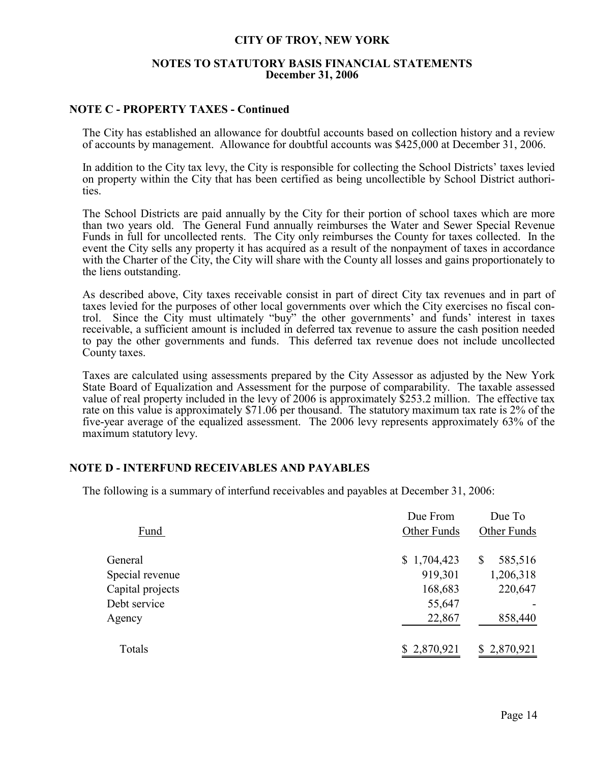# CITY OF TROY, NEW YORK

## NOTES TO STATUTORY BASIS FINANCIAL STATEMENTS
**December 31, 2006**

### NOTE C - PROPERTY TAXES - Continued

The City has established an allowance for doubtful accounts based on collection history and a review of accounts by management. Allowance for doubtful accounts was $425,000 at December 31, 2006.

In addition to the City tax levy, the City is responsible for collecting the School Districts' taxes levied on property within the City that has been certified as being uncollectible by School District authorities.

The School Districts are paid annually by the City for their portion of school taxes which are more than two years old. The General Fund annually reimburses the Water and Sewer Special Revenue Funds in full for uncollected rents. The City only reimburses the County for taxes collected. In the event the City sells any property it has acquired as a result of the nonpayment of taxes in accordance with the Charter of the City, the City will share with the County all losses and gains proportionately to the liens outstanding.

As described above, City taxes receivable consist in part of direct City tax revenues and in part of taxes levied for the purposes of other local governments over which the City exercises no fiscal control. Since the City must ultimately "buy" the other governments' and funds' interest in taxes receivable, a sufficient amount is included in deferred tax revenue to assure the cash position needed to pay the other governments and funds. This deferred tax revenue does not include uncollected County taxes.

Taxes are calculated using assessments prepared by the City Assessor as adjusted by the New York State Board of Equalization and Assessment for the purpose of comparability. The taxable assessed value of real property included in the levy of 2006 is approximately $253.2 million. The effective tax rate on this value is approximately $71.06 per thousand. The statutory maximum tax rate is 2% of the five-year average of the equalized assessment. The 2006 levy represents approximately 63% of the maximum statutory levy.

### NOTE D - INTERFUND RECEIVABLES AND PAYABLES

The following is a summary of interfund receivables and payables at December 31, 2006:

| Fund | Due From Other Funds | Due To Other Funds |
|---|---|---|
| General | $ 1,704,423 | $ 585,516 |
| Special revenue | 919,301 | 1,206,318 |
| Capital projects | 168,683 | 220,647 |
| Debt service | 55,647 | - |
| Agency | 22,867 | 858,440 |
| Totals | $ 2,870,921 | $ 2,870,921 |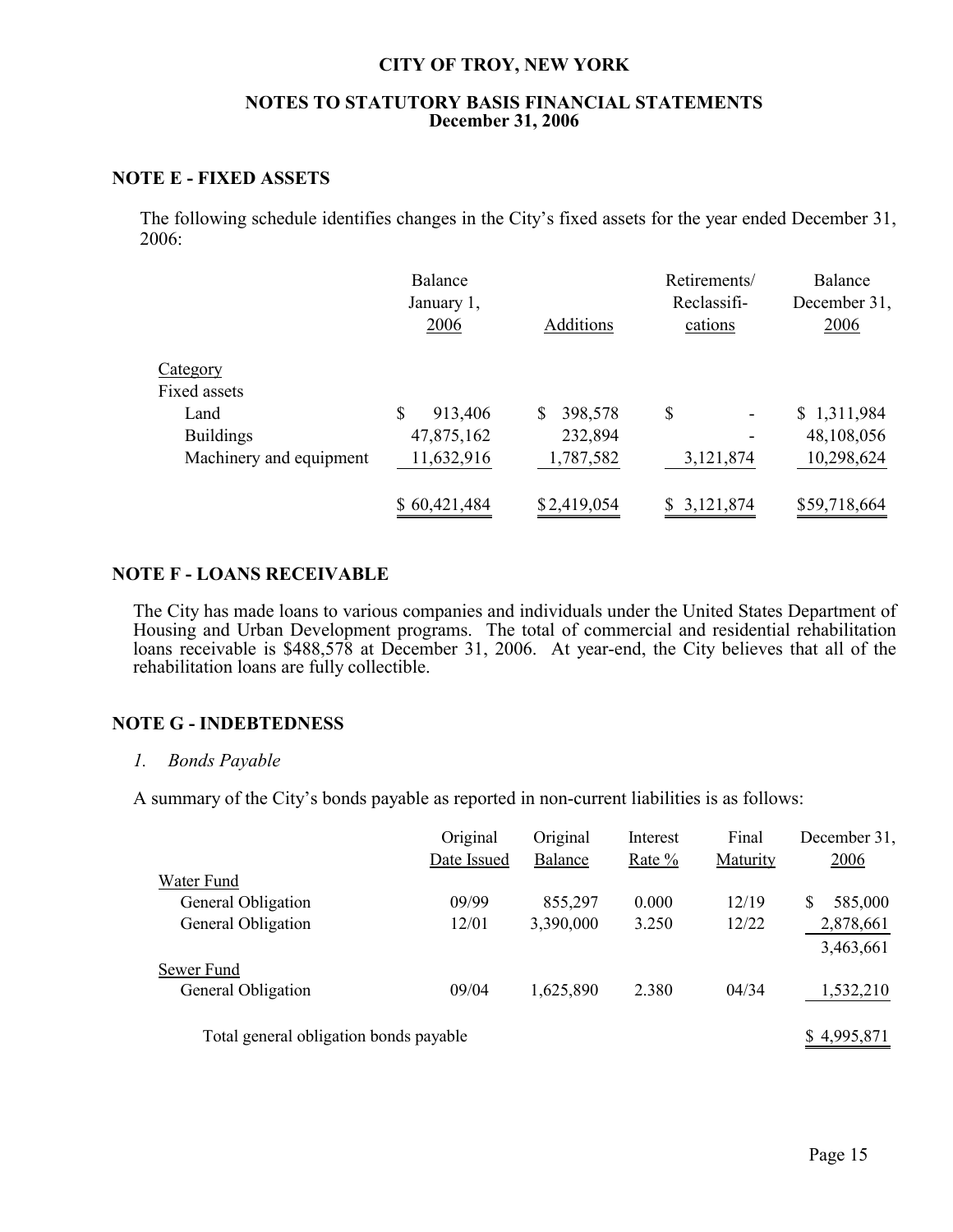# CITY OF TROY, NEW YORK

## NOTES TO STATUTORY BASIS FINANCIAL STATEMENTS
## December 31, 2006

### NOTE E - FIXED ASSETS

The following schedule identifies changes in the City's fixed assets for the year ended December 31, 2006:

| | Balance January 1, 2006 | Additions | Retirements/ Reclassifi-cations | Balance December 31, 2006 |
|---|---|---|---|---|
| Category | | | | |
| Fixed assets | | | | |
| Land | $ 913,406 | $ 398,578 | $ - | $ 1,311,984 |
| Buildings | 47,875,162 | 232,894 | - | 48,108,056 |
| Machinery and equipment | 11,632,916 | 1,787,582 | 3,121,874 | 10,298,624 |
| | $ 60,421,484 | $ 2,419,054 | $ 3,121,874 | $59,718,664 |

### NOTE F - LOANS RECEIVABLE

The City has made loans to various companies and individuals under the United States Department of Housing and Urban Development programs. The total of commercial and residential rehabilitation loans receivable is $488,578 at December 31, 2006. At year-end, the City believes that all of the rehabilitation loans are fully collectible.

### NOTE G - INDEBTEDNESS

*1. Bonds Payable*

A summary of the City's bonds payable as reported in non-current liabilities is as follows:

| | Original Date Issued | Original Balance | Interest Rate % | Final Maturity | December 31, 2006 |
|---|---|---|---|---|---|
| Water Fund | | | | | |
| General Obligation | 09/99 | 855,297 | 0.000 | 12/19 | $ 585,000 |
| General Obligation | 12/01 | 3,390,000 | 3.250 | 12/22 | 2,878,661 |
| | | | | | 3,463,661 |
| Sewer Fund | | | | | |
| General Obligation | 09/04 | 1,625,890 | 2.380 | 04/34 | 1,532,210 |
| Total general obligation bonds payable | | | | | $ 4,995,871 |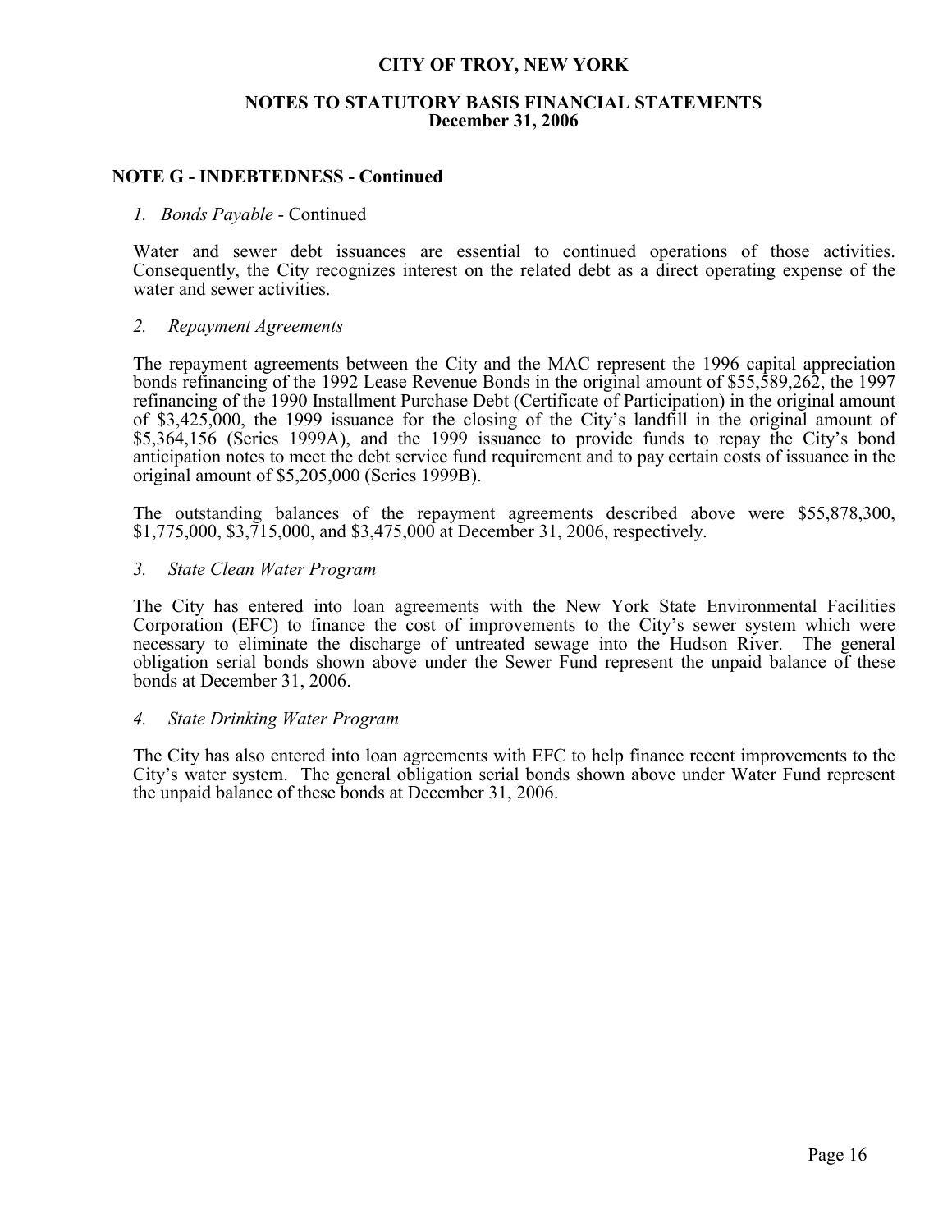# CITY OF TROY, NEW YORK

## NOTES TO STATUTORY BASIS FINANCIAL STATEMENTS
## December 31, 2006

### NOTE G - INDEBTEDNESS - Continued

*1. Bonds Payable* - Continued

Water and sewer debt issuances are essential to continued operations of those activities. Consequently, the City recognizes interest on the related debt as a direct operating expense of the water and sewer activities.

*2. Repayment Agreements*

The repayment agreements between the City and the MAC represent the 1996 capital appreciation bonds refinancing of the 1992 Lease Revenue Bonds in the original amount of $55,589,262, the 1997 refinancing of the 1990 Installment Purchase Debt (Certificate of Participation) in the original amount of $3,425,000, the 1999 issuance for the closing of the City's landfill in the original amount of $5,364,156 (Series 1999A), and the 1999 issuance to provide funds to repay the City's bond anticipation notes to meet the debt service fund requirement and to pay certain costs of issuance in the original amount of $5,205,000 (Series 1999B).

The outstanding balances of the repayment agreements described above were $55,878,300, $1,775,000, $3,715,000, and $3,475,000 at December 31, 2006, respectively.

*3. State Clean Water Program*

The City has entered into loan agreements with the New York State Environmental Facilities Corporation (EFC) to finance the cost of improvements to the City's sewer system which were necessary to eliminate the discharge of untreated sewage into the Hudson River. The general obligation serial bonds shown above under the Sewer Fund represent the unpaid balance of these bonds at December 31, 2006.

*4. State Drinking Water Program*

The City has also entered into loan agreements with EFC to help finance recent improvements to the City's water system. The general obligation serial bonds shown above under Water Fund represent the unpaid balance of these bonds at December 31, 2006.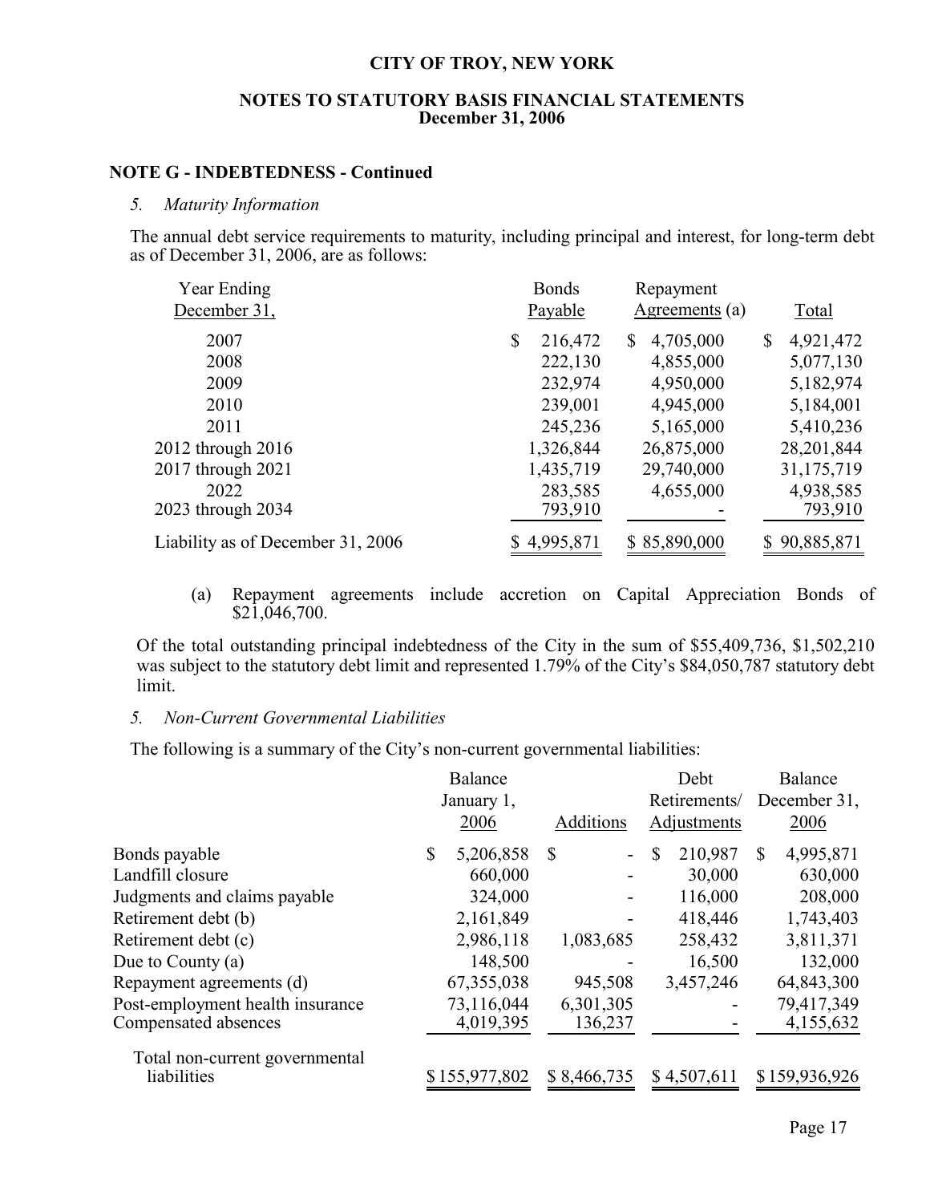**CITY OF TROY, NEW YORK**

**NOTES TO STATUTORY BASIS FINANCIAL STATEMENTS**
**December 31, 2006**

**NOTE G - INDEBTEDNESS - Continued**

*5. Maturity Information*

The annual debt service requirements to maturity, including principal and interest, for long-term debt as of December 31, 2006, are as follows:

| Year Ending December 31, | Bonds Payable | Repayment Agreements (a) | Total |
|---|---|---|---|
| 2007 | $ 216,472 | $ 4,705,000 | $ 4,921,472 |
| 2008 | 222,130 | 4,855,000 | 5,077,130 |
| 2009 | 232,974 | 4,950,000 | 5,182,974 |
| 2010 | 239,001 | 4,945,000 | 5,184,001 |
| 2011 | 245,236 | 5,165,000 | 5,410,236 |
| 2012 through 2016 | 1,326,844 | 26,875,000 | 28,201,844 |
| 2017 through 2021 | 1,435,719 | 29,740,000 | 31,175,719 |
| 2022 | 283,585 | 4,655,000 | 4,938,585 |
| 2023 through 2034 | 793,910 | - | 793,910 |
| Liability as of December 31, 2006 | $ 4,995,871 | $ 85,890,000 | $ 90,885,871 |

(a) Repayment agreements include accretion on Capital Appreciation Bonds of $21,046,700.

Of the total outstanding principal indebtedness of the City in the sum of $55,409,736, $1,502,210 was subject to the statutory debt limit and represented 1.79% of the City's $84,050,787 statutory debt limit.

*5. Non-Current Governmental Liabilities*

The following is a summary of the City's non-current governmental liabilities:

| | Balance January 1, 2006 | Additions | Debt Retirements/ Adjustments | Balance December 31, 2006 |
|---|---|---|---|---|
| Bonds payable | $ 5,206,858 | $ - | $ 210,987 | $ 4,995,871 |
| Landfill closure | 660,000 | - | 30,000 | 630,000 |
| Judgments and claims payable | 324,000 | - | 116,000 | 208,000 |
| Retirement debt (b) | 2,161,849 | - | 418,446 | 1,743,403 |
| Retirement debt (c) | 2,986,118 | 1,083,685 | 258,432 | 3,811,371 |
| Due to County (a) | 148,500 | - | 16,500 | 132,000 |
| Repayment agreements (d) | 67,355,038 | 945,508 | 3,457,246 | 64,843,300 |
| Post-employment health insurance | 73,116,044 | 6,301,305 | - | 79,417,349 |
| Compensated absences | 4,019,395 | 136,237 | - | 4,155,632 |
| Total non-current governmental liabilities | $ 155,977,802 | $ 8,466,735 | $ 4,507,611 | $ 159,936,926 |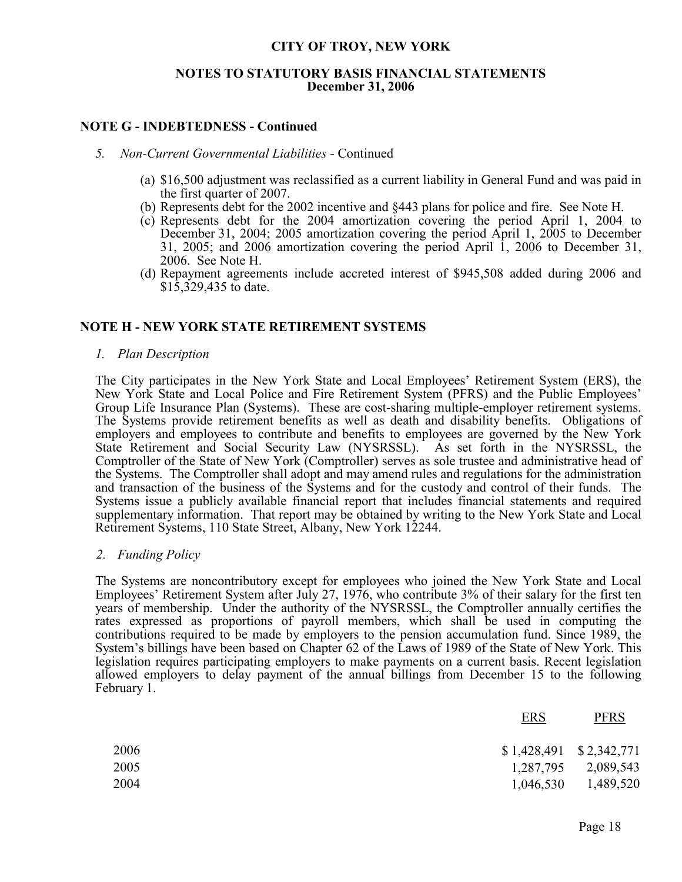## NOTE G - INDEBTEDNESS - Continued

*5. Non-Current Governmental Liabilities* - Continued

(a) $16,500 adjustment was reclassified as a current liability in General Fund and was paid in the first quarter of 2007.
(b) Represents debt for the 2002 incentive and §443 plans for police and fire. See Note H.
(c) Represents debt for the 2004 amortization covering the period April 1, 2004 to December 31, 2004; 2005 amortization covering the period April 1, 2005 to December 31, 2005; and 2006 amortization covering the period April 1, 2006 to December 31, 2006. See Note H.
(d) Repayment agreements include accreted interest of $945,508 added during 2006 and $15,329,435 to date.

## NOTE H - NEW YORK STATE RETIREMENT SYSTEMS

*1. Plan Description*

The City participates in the New York State and Local Employees' Retirement System (ERS), the New York State and Local Police and Fire Retirement System (PFRS) and the Public Employees' Group Life Insurance Plan (Systems). These are cost-sharing multiple-employer retirement systems. The Systems provide retirement benefits as well as death and disability benefits. Obligations of employers and employees to contribute and benefits to employees are governed by the New York State Retirement and Social Security Law (NYSRSSL). As set forth in the NYSRSSL, the Comptroller of the State of New York (Comptroller) serves as sole trustee and administrative head of the Systems. The Comptroller shall adopt and may amend rules and regulations for the administration and transaction of the business of the Systems and for the custody and control of their funds. The Systems issue a publicly available financial report that includes financial statements and required supplementary information. That report may be obtained by writing to the New York State and Local Retirement Systems, 110 State Street, Albany, New York 12244.

*2. Funding Policy*

The Systems are noncontributory except for employees who joined the New York State and Local Employees' Retirement System after July 27, 1976, who contribute 3% of their salary for the first ten years of membership. Under the authority of the NYSRSSL, the Comptroller annually certifies the rates expressed as proportions of payroll members, which shall be used in computing the contributions required to be made by employers to the pension accumulation fund. Since 1989, the System's billings have been based on Chapter 62 of the Laws of 1989 of the State of New York. This legislation requires participating employers to make payments on a current basis. Recent legislation allowed employers to delay payment of the annual billings from December 15 to the following February 1.

| | ERS | PFRS |
|---|---|---|
| 2006 | $ 1,428,491 | $ 2,342,771 |
| 2005 | 1,287,795 | 2,089,543 |
| 2004 | 1,046,530 | 1,489,520 |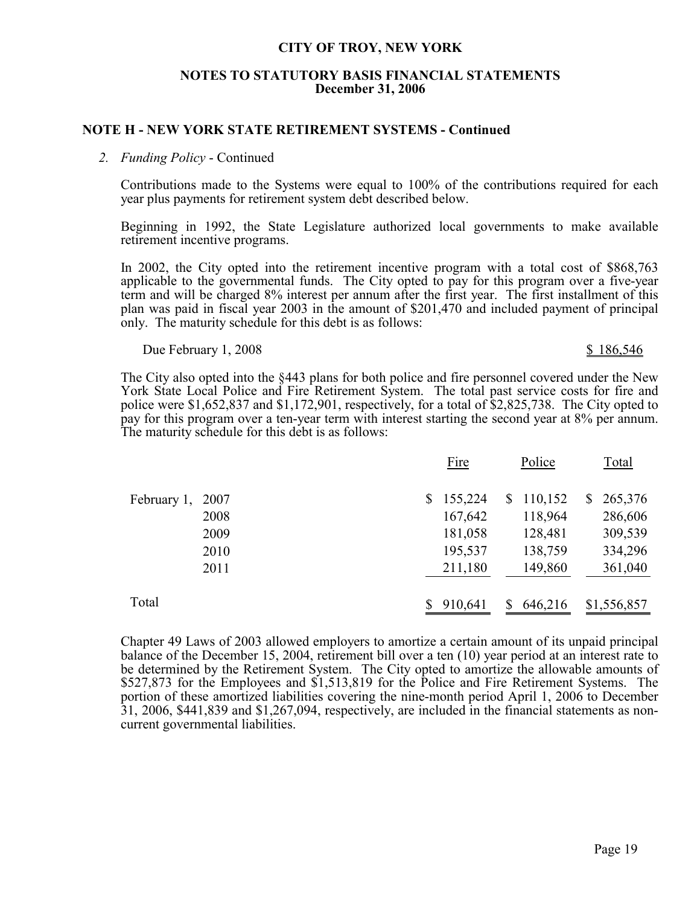# CITY OF TROY, NEW YORK

## NOTES TO STATUTORY BASIS FINANCIAL STATEMENTS
**December 31, 2006**

### NOTE H - NEW YORK STATE RETIREMENT SYSTEMS - Continued

*2. Funding Policy* - Continued

Contributions made to the Systems were equal to 100% of the contributions required for each year plus payments for retirement system debt described below.

Beginning in 1992, the State Legislature authorized local governments to make available retirement incentive programs.

In 2002, the City opted into the retirement incentive program with a total cost of $868,763 applicable to the governmental funds. The City opted to pay for this program over a five-year term and will be charged 8% interest per annum after the first year. The first installment of this plan was paid in fiscal year 2003 in the amount of $201,470 and included payment of principal only. The maturity schedule for this debt is as follows:

| | |
|---|---|
| Due February 1, 2008 | $ 186,546 |

The City also opted into the §443 plans for both police and fire personnel covered under the New York State Local Police and Fire Retirement System. The total past service costs for fire and police were $1,652,837 and $1,172,901, respectively, for a total of $2,825,738. The City opted to pay for this program over a ten-year term with interest starting the second year at 8% per annum. The maturity schedule for this debt is as follows:

| | Fire | Police | Total |
|---|---|---|---|
| February 1, 2007 | $ 155,224 | $ 110,152 | $ 265,376 |
| 2008 | 167,642 | 118,964 | 286,606 |
| 2009 | 181,058 | 128,481 | 309,539 |
| 2010 | 195,537 | 138,759 | 334,296 |
| 2011 | 211,180 | 149,860 | 361,040 |
| Total | $ 910,641 | $ 646,216 | $1,556,857 |

Chapter 49 Laws of 2003 allowed employers to amortize a certain amount of its unpaid principal balance of the December 15, 2004, retirement bill over a ten (10) year period at an interest rate to be determined by the Retirement System. The City opted to amortize the allowable amounts of $527,873 for the Employees and $1,513,819 for the Police and Fire Retirement Systems. The portion of these amortized liabilities covering the nine-month period April 1, 2006 to December 31, 2006, $441,839 and $1,267,094, respectively, are included in the financial statements as non-current governmental liabilities.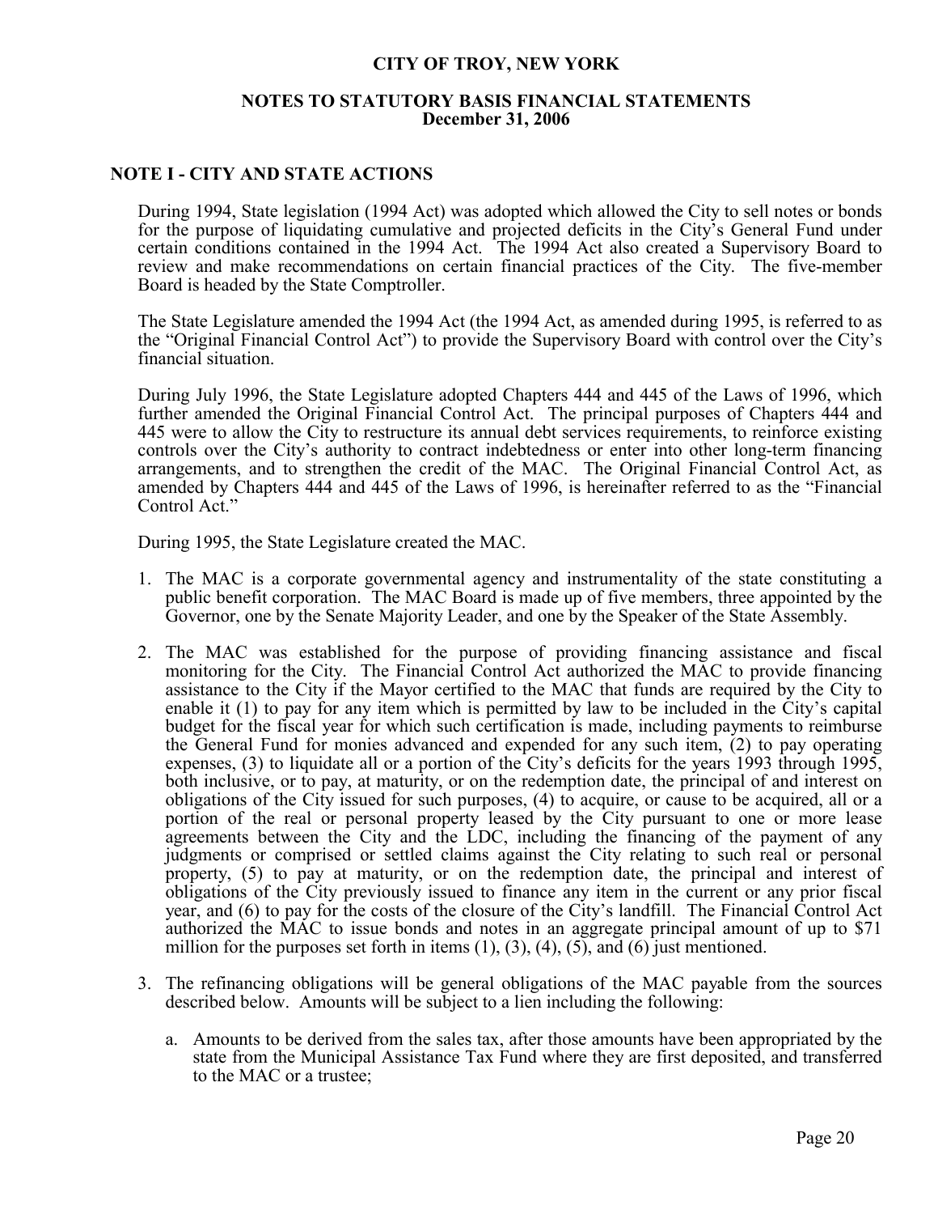# CITY OF TROY, NEW YORK

## NOTES TO STATUTORY BASIS FINANCIAL STATEMENTS
**December 31, 2006**

## NOTE I - CITY AND STATE ACTIONS

During 1994, State legislation (1994 Act) was adopted which allowed the City to sell notes or bonds for the purpose of liquidating cumulative and projected deficits in the City's General Fund under certain conditions contained in the 1994 Act. The 1994 Act also created a Supervisory Board to review and make recommendations on certain financial practices of the City. The five-member Board is headed by the State Comptroller.

The State Legislature amended the 1994 Act (the 1994 Act, as amended during 1995, is referred to as the "Original Financial Control Act") to provide the Supervisory Board with control over the City's financial situation.

During July 1996, the State Legislature adopted Chapters 444 and 445 of the Laws of 1996, which further amended the Original Financial Control Act. The principal purposes of Chapters 444 and 445 were to allow the City to restructure its annual debt services requirements, to reinforce existing controls over the City's authority to contract indebtedness or enter into other long-term financing arrangements, and to strengthen the credit of the MAC. The Original Financial Control Act, as amended by Chapters 444 and 445 of the Laws of 1996, is hereinafter referred to as the "Financial Control Act."

During 1995, the State Legislature created the MAC.

1. The MAC is a corporate governmental agency and instrumentality of the state constituting a public benefit corporation. The MAC Board is made up of five members, three appointed by the Governor, one by the Senate Majority Leader, and one by the Speaker of the State Assembly.

2. The MAC was established for the purpose of providing financing assistance and fiscal monitoring for the City. The Financial Control Act authorized the MAC to provide financing assistance to the City if the Mayor certified to the MAC that funds are required by the City to enable it (1) to pay for any item which is permitted by law to be included in the City's capital budget for the fiscal year for which such certification is made, including payments to reimburse the General Fund for monies advanced and expended for any such item, (2) to pay operating expenses, (3) to liquidate all or a portion of the City's deficits for the years 1993 through 1995, both inclusive, or to pay, at maturity, or on the redemption date, the principal of and interest on obligations of the City issued for such purposes, (4) to acquire, or cause to be acquired, all or a portion of the real or personal property leased by the City pursuant to one or more lease agreements between the City and the LDC, including the financing of the payment of any judgments or comprised or settled claims against the City relating to such real or personal property, (5) to pay at maturity, or on the redemption date, the principal and interest of obligations of the City previously issued to finance any item in the current or any prior fiscal year, and (6) to pay for the costs of the closure of the City's landfill. The Financial Control Act authorized the MAC to issue bonds and notes in an aggregate principal amount of up to $71 million for the purposes set forth in items (1), (3), (4), (5), and (6) just mentioned.

3. The refinancing obligations will be general obligations of the MAC payable from the sources described below. Amounts will be subject to a lien including the following:

   a. Amounts to be derived from the sales tax, after those amounts have been appropriated by the state from the Municipal Assistance Tax Fund where they are first deposited, and transferred to the MAC or a trustee;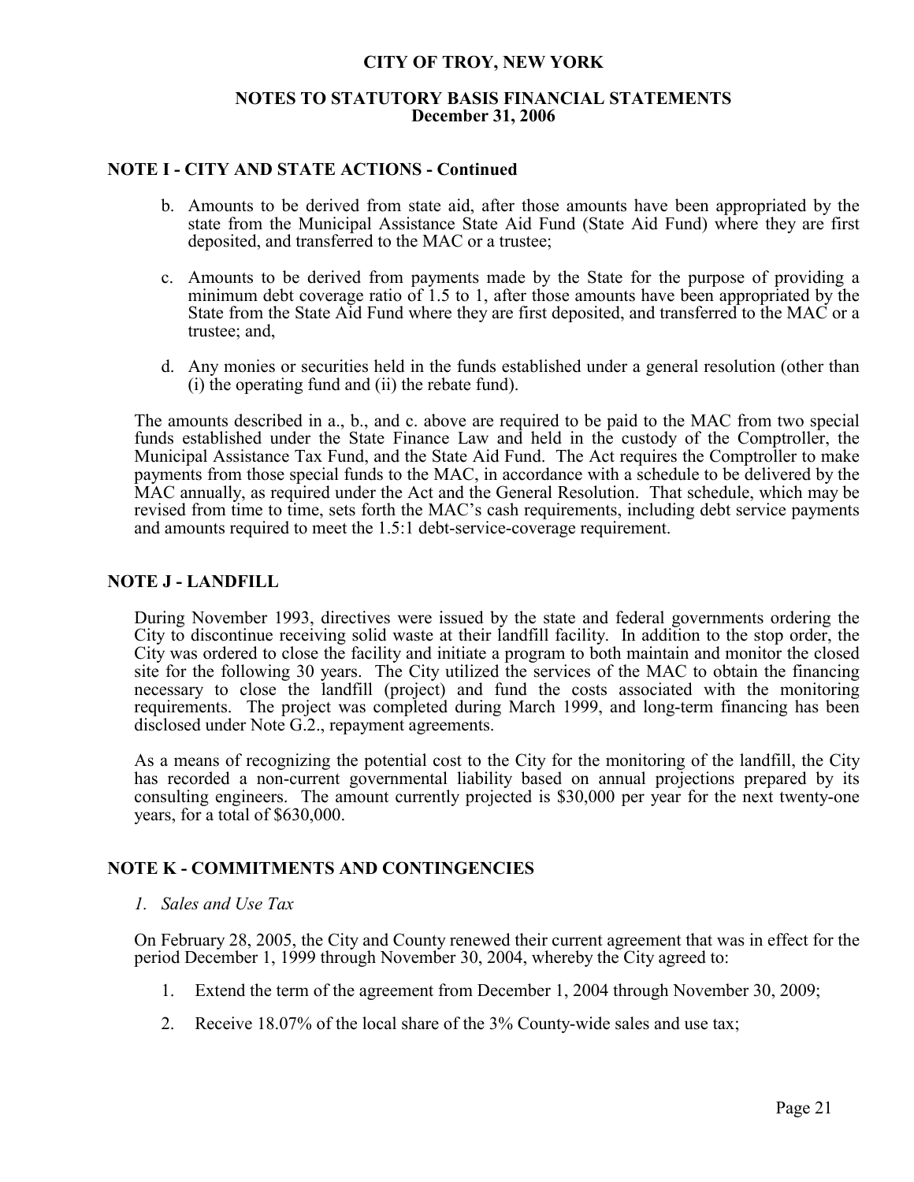## NOTE I - CITY AND STATE ACTIONS - Continued

b. Amounts to be derived from state aid, after those amounts have been appropriated by the state from the Municipal Assistance State Aid Fund (State Aid Fund) where they are first deposited, and transferred to the MAC or a trustee;

c. Amounts to be derived from payments made by the State for the purpose of providing a minimum debt coverage ratio of 1.5 to 1, after those amounts have been appropriated by the State from the State Aid Fund where they are first deposited, and transferred to the MAC or a trustee; and,

d. Any monies or securities held in the funds established under a general resolution (other than (i) the operating fund and (ii) the rebate fund).

The amounts described in a., b., and c. above are required to be paid to the MAC from two special funds established under the State Finance Law and held in the custody of the Comptroller, the Municipal Assistance Tax Fund, and the State Aid Fund. The Act requires the Comptroller to make payments from those special funds to the MAC, in accordance with a schedule to be delivered by the MAC annually, as required under the Act and the General Resolution. That schedule, which may be revised from time to time, sets forth the MAC's cash requirements, including debt service payments and amounts required to meet the 1.5:1 debt-service-coverage requirement.

## NOTE J - LANDFILL

During November 1993, directives were issued by the state and federal governments ordering the City to discontinue receiving solid waste at their landfill facility. In addition to the stop order, the City was ordered to close the facility and initiate a program to both maintain and monitor the closed site for the following 30 years. The City utilized the services of the MAC to obtain the financing necessary to close the landfill (project) and fund the costs associated with the monitoring requirements. The project was completed during March 1999, and long-term financing has been disclosed under Note G.2., repayment agreements.

As a means of recognizing the potential cost to the City for the monitoring of the landfill, the City has recorded a non-current governmental liability based on annual projections prepared by its consulting engineers. The amount currently projected is \$30,000 per year for the next twenty-one years, for a total of \$630,000.

## NOTE K - COMMITMENTS AND CONTINGENCIES

*1. Sales and Use Tax*

On February 28, 2005, the City and County renewed their current agreement that was in effect for the period December 1, 1999 through November 30, 2004, whereby the City agreed to:

1. Extend the term of the agreement from December 1, 2004 through November 30, 2009;
2. Receive 18.07% of the local share of the 3% County-wide sales and use tax;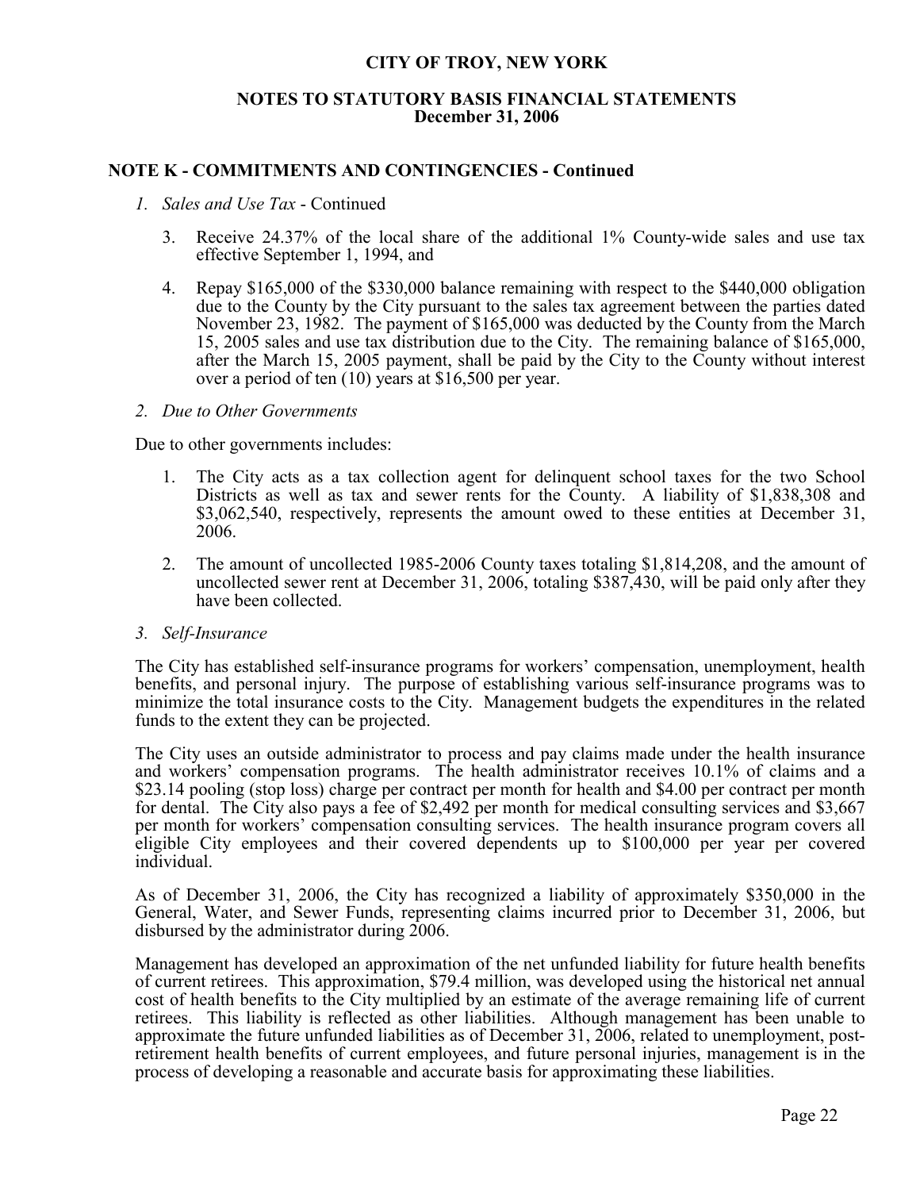## NOTE K - COMMITMENTS AND CONTINGENCIES - Continued

*1. Sales and Use Tax* - Continued

3. Receive 24.37% of the local share of the additional 1% County-wide sales and use tax effective September 1, 1994, and

4. Repay $165,000 of the $330,000 balance remaining with respect to the $440,000 obligation due to the County by the City pursuant to the sales tax agreement between the parties dated November 23, 1982. The payment of $165,000 was deducted by the County from the March 15, 2005 sales and use tax distribution due to the City. The remaining balance of $165,000, after the March 15, 2005 payment, shall be paid by the City to the County without interest over a period of ten (10) years at $16,500 per year.

*2. Due to Other Governments*

Due to other governments includes:

1. The City acts as a tax collection agent for delinquent school taxes for the two School Districts as well as tax and sewer rents for the County. A liability of $1,838,308 and $3,062,540, respectively, represents the amount owed to these entities at December 31, 2006.

2. The amount of uncollected 1985-2006 County taxes totaling $1,814,208, and the amount of uncollected sewer rent at December 31, 2006, totaling $387,430, will be paid only after they have been collected.

*3. Self-Insurance*

The City has established self-insurance programs for workers' compensation, unemployment, health benefits, and personal injury. The purpose of establishing various self-insurance programs was to minimize the total insurance costs to the City. Management budgets the expenditures in the related funds to the extent they can be projected.

The City uses an outside administrator to process and pay claims made under the health insurance and workers' compensation programs. The health administrator receives 10.1% of claims and a $23.14 pooling (stop loss) charge per contract per month for health and $4.00 per contract per month for dental. The City also pays a fee of $2,492 per month for medical consulting services and $3,667 per month for workers' compensation consulting services. The health insurance program covers all eligible City employees and their covered dependents up to $100,000 per year per covered individual.

As of December 31, 2006, the City has recognized a liability of approximately $350,000 in the General, Water, and Sewer Funds, representing claims incurred prior to December 31, 2006, but disbursed by the administrator during 2006.

Management has developed an approximation of the net unfunded liability for future health benefits of current retirees. This approximation, $79.4 million, was developed using the historical net annual cost of health benefits to the City multiplied by an estimate of the average remaining life of current retirees. This liability is reflected as other liabilities. Although management has been unable to approximate the future unfunded liabilities as of December 31, 2006, related to unemployment, post-retirement health benefits of current employees, and future personal injuries, management is in the process of developing a reasonable and accurate basis for approximating these liabilities.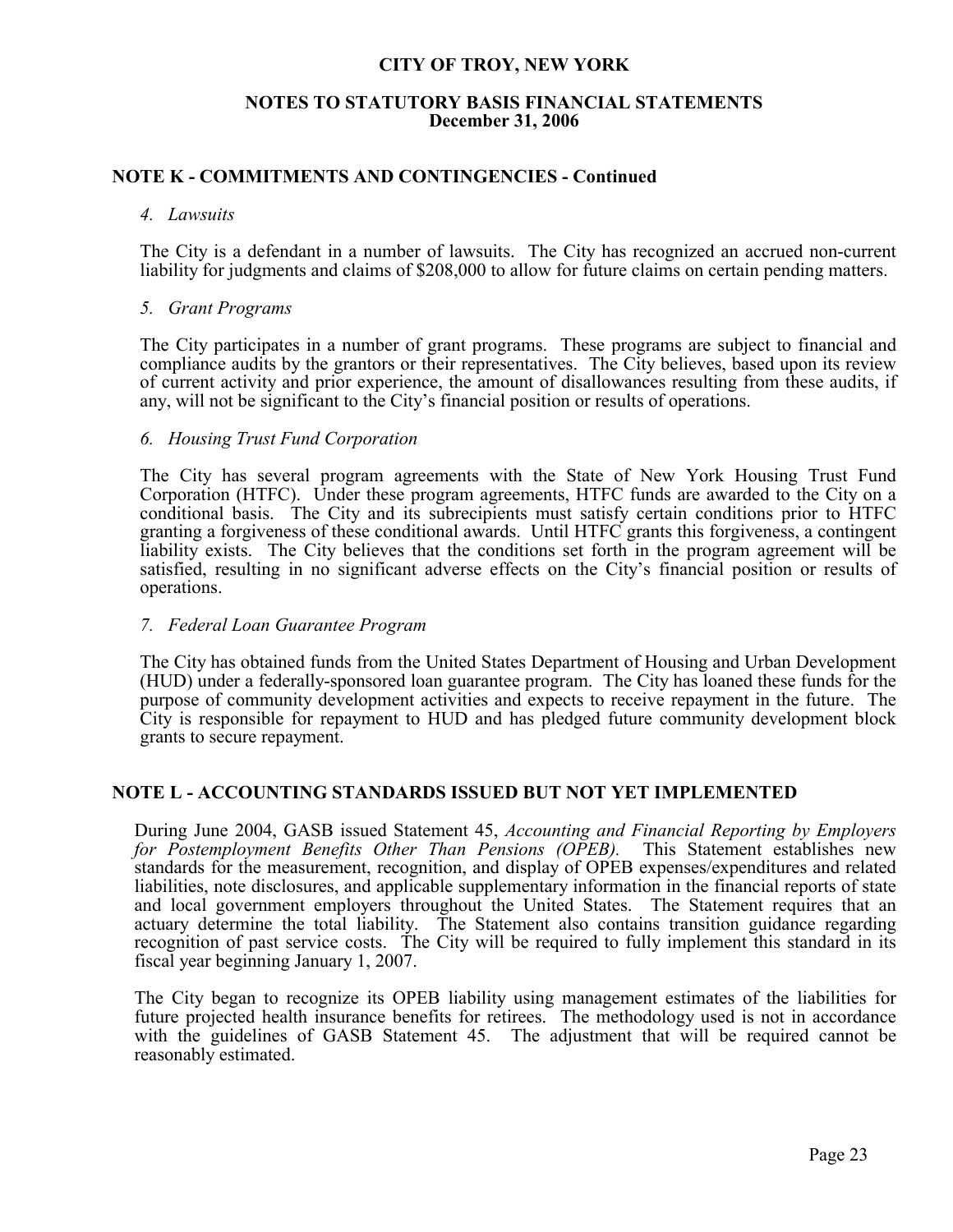## NOTE K - COMMITMENTS AND CONTINGENCIES - Continued

*4. Lawsuits*

The City is a defendant in a number of lawsuits. The City has recognized an accrued non-current liability for judgments and claims of $208,000 to allow for future claims on certain pending matters.

*5. Grant Programs*

The City participates in a number of grant programs. These programs are subject to financial and compliance audits by the grantors or their representatives. The City believes, based upon its review of current activity and prior experience, the amount of disallowances resulting from these audits, if any, will not be significant to the City's financial position or results of operations.

*6. Housing Trust Fund Corporation*

The City has several program agreements with the State of New York Housing Trust Fund Corporation (HTFC). Under these program agreements, HTFC funds are awarded to the City on a conditional basis. The City and its subrecipients must satisfy certain conditions prior to HTFC granting a forgiveness of these conditional awards. Until HTFC grants this forgiveness, a contingent liability exists. The City believes that the conditions set forth in the program agreement will be satisfied, resulting in no significant adverse effects on the City's financial position or results of operations.

*7. Federal Loan Guarantee Program*

The City has obtained funds from the United States Department of Housing and Urban Development (HUD) under a federally-sponsored loan guarantee program. The City has loaned these funds for the purpose of community development activities and expects to receive repayment in the future. The City is responsible for repayment to HUD and has pledged future community development block grants to secure repayment.

## NOTE L - ACCOUNTING STANDARDS ISSUED BUT NOT YET IMPLEMENTED

During June 2004, GASB issued Statement 45, *Accounting and Financial Reporting by Employers for Postemployment Benefits Other Than Pensions (OPEB).* This Statement establishes new standards for the measurement, recognition, and display of OPEB expenses/expenditures and related liabilities, note disclosures, and applicable supplementary information in the financial reports of state and local government employers throughout the United States. The Statement requires that an actuary determine the total liability. The Statement also contains transition guidance regarding recognition of past service costs. The City will be required to fully implement this standard in its fiscal year beginning January 1, 2007.

The City began to recognize its OPEB liability using management estimates of the liabilities for future projected health insurance benefits for retirees. The methodology used is not in accordance with the guidelines of GASB Statement 45. The adjustment that will be required cannot be reasonably estimated.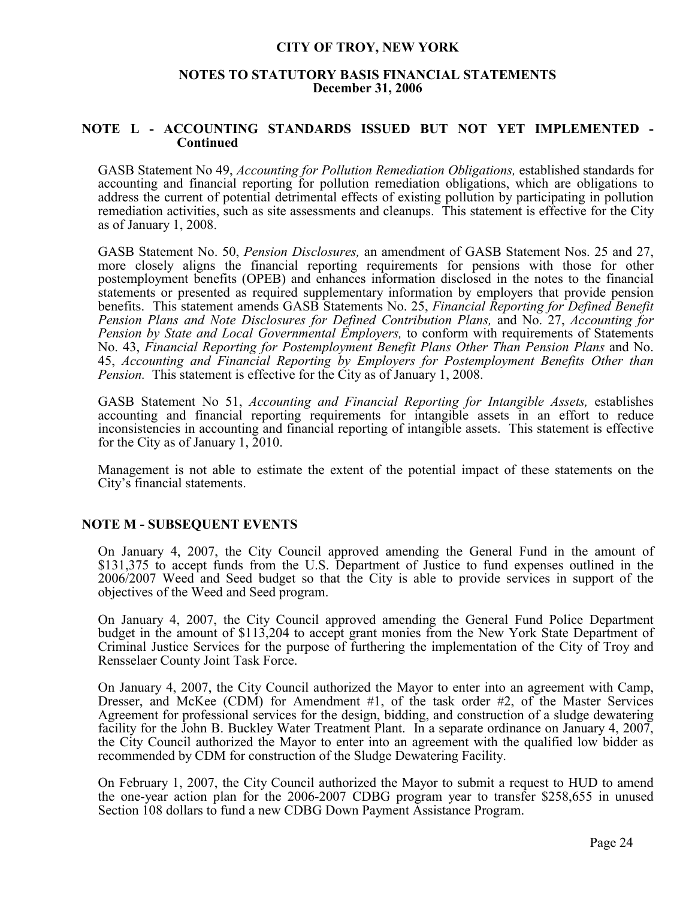**CITY OF TROY, NEW YORK**

**NOTES TO STATUTORY BASIS FINANCIAL STATEMENTS**
**December 31, 2006**

## NOTE L - ACCOUNTING STANDARDS ISSUED BUT NOT YET IMPLEMENTED - Continued

GASB Statement No 49, *Accounting for Pollution Remediation Obligations,* established standards for accounting and financial reporting for pollution remediation obligations, which are obligations to address the current of potential detrimental effects of existing pollution by participating in pollution remediation activities, such as site assessments and cleanups. This statement is effective for the City as of January 1, 2008.

GASB Statement No. 50, *Pension Disclosures,* an amendment of GASB Statement Nos. 25 and 27, more closely aligns the financial reporting requirements for pensions with those for other postemployment benefits (OPEB) and enhances information disclosed in the notes to the financial statements or presented as required supplementary information by employers that provide pension benefits. This statement amends GASB Statements No. 25, *Financial Reporting for Defined Benefit Pension Plans and Note Disclosures for Defined Contribution Plans,* and No. 27, *Accounting for Pension by State and Local Governmental Employers,* to conform with requirements of Statements No. 43, *Financial Reporting for Postemployment Benefit Plans Other Than Pension Plans* and No. 45, *Accounting and Financial Reporting by Employers for Postemployment Benefits Other than Pension.* This statement is effective for the City as of January 1, 2008.

GASB Statement No 51, *Accounting and Financial Reporting for Intangible Assets,* establishes accounting and financial reporting requirements for intangible assets in an effort to reduce inconsistencies in accounting and financial reporting of intangible assets. This statement is effective for the City as of January 1, 2010.

Management is not able to estimate the extent of the potential impact of these statements on the City's financial statements.

## NOTE M - SUBSEQUENT EVENTS

On January 4, 2007, the City Council approved amending the General Fund in the amount of $131,375 to accept funds from the U.S. Department of Justice to fund expenses outlined in the 2006/2007 Weed and Seed budget so that the City is able to provide services in support of the objectives of the Weed and Seed program.

On January 4, 2007, the City Council approved amending the General Fund Police Department budget in the amount of $113,204 to accept grant monies from the New York State Department of Criminal Justice Services for the purpose of furthering the implementation of the City of Troy and Rensselaer County Joint Task Force.

On January 4, 2007, the City Council authorized the Mayor to enter into an agreement with Camp, Dresser, and McKee (CDM) for Amendment #1, of the task order #2, of the Master Services Agreement for professional services for the design, bidding, and construction of a sludge dewatering facility for the John B. Buckley Water Treatment Plant. In a separate ordinance on January 4, 2007, the City Council authorized the Mayor to enter into an agreement with the qualified low bidder as recommended by CDM for construction of the Sludge Dewatering Facility.

On February 1, 2007, the City Council authorized the Mayor to submit a request to HUD to amend the one-year action plan for the 2006-2007 CDBG program year to transfer $258,655 in unused Section 108 dollars to fund a new CDBG Down Payment Assistance Program.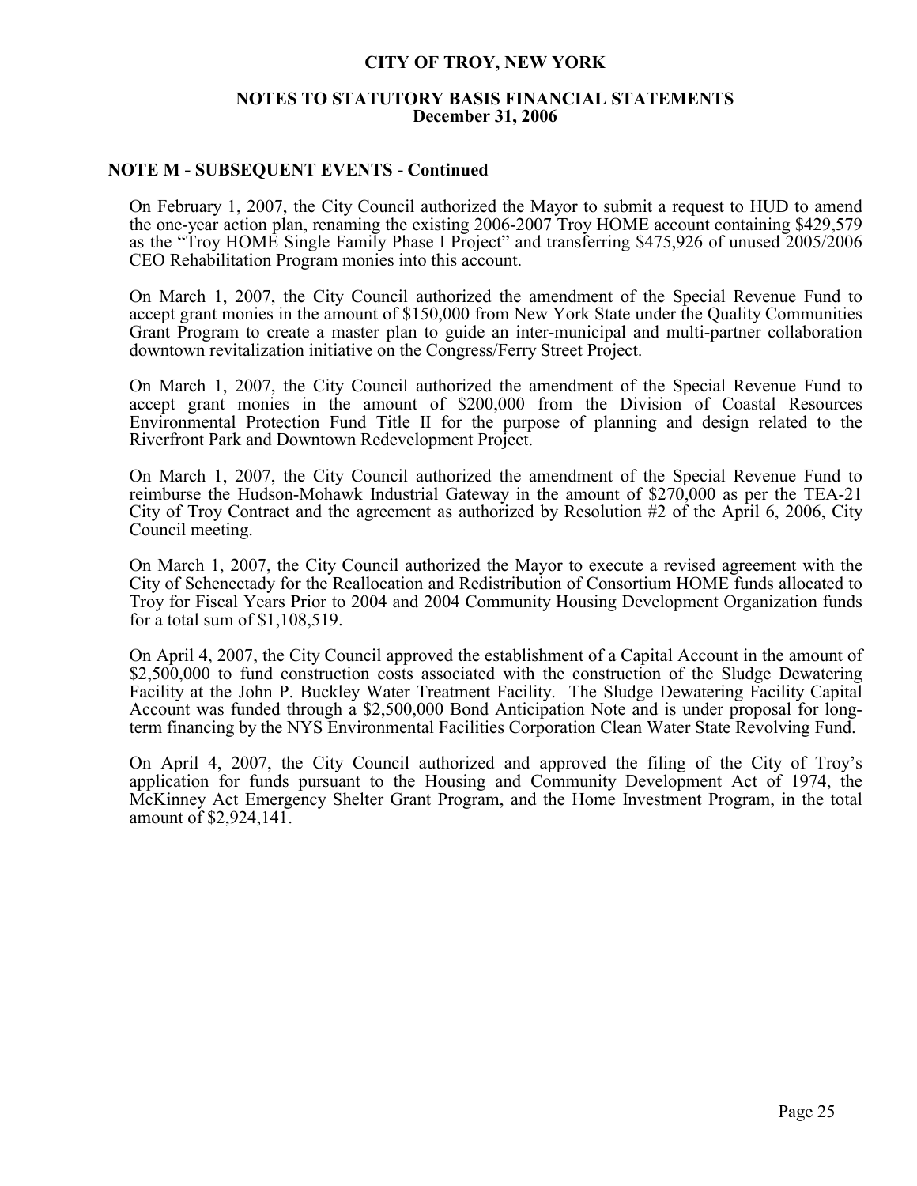## NOTE M - SUBSEQUENT EVENTS - Continued

On February 1, 2007, the City Council authorized the Mayor to submit a request to HUD to amend the one-year action plan, renaming the existing 2006-2007 Troy HOME account containing $429,579 as the "Troy HOME Single Family Phase I Project" and transferring $475,926 of unused 2005/2006 CEO Rehabilitation Program monies into this account.

On March 1, 2007, the City Council authorized the amendment of the Special Revenue Fund to accept grant monies in the amount of $150,000 from New York State under the Quality Communities Grant Program to create a master plan to guide an inter-municipal and multi-partner collaboration downtown revitalization initiative on the Congress/Ferry Street Project.

On March 1, 2007, the City Council authorized the amendment of the Special Revenue Fund to accept grant monies in the amount of $200,000 from the Division of Coastal Resources Environmental Protection Fund Title II for the purpose of planning and design related to the Riverfront Park and Downtown Redevelopment Project.

On March 1, 2007, the City Council authorized the amendment of the Special Revenue Fund to reimburse the Hudson-Mohawk Industrial Gateway in the amount of $270,000 as per the TEA-21 City of Troy Contract and the agreement as authorized by Resolution #2 of the April 6, 2006, City Council meeting.

On March 1, 2007, the City Council authorized the Mayor to execute a revised agreement with the City of Schenectady for the Reallocation and Redistribution of Consortium HOME funds allocated to Troy for Fiscal Years Prior to 2004 and 2004 Community Housing Development Organization funds for a total sum of $1,108,519.

On April 4, 2007, the City Council approved the establishment of a Capital Account in the amount of $2,500,000 to fund construction costs associated with the construction of the Sludge Dewatering Facility at the John P. Buckley Water Treatment Facility. The Sludge Dewatering Facility Capital Account was funded through a $2,500,000 Bond Anticipation Note and is under proposal for long-term financing by the NYS Environmental Facilities Corporation Clean Water State Revolving Fund.

On April 4, 2007, the City Council authorized and approved the filing of the City of Troy's application for funds pursuant to the Housing and Community Development Act of 1974, the McKinney Act Emergency Shelter Grant Program, and the Home Investment Program, in the total amount of $2,924,141.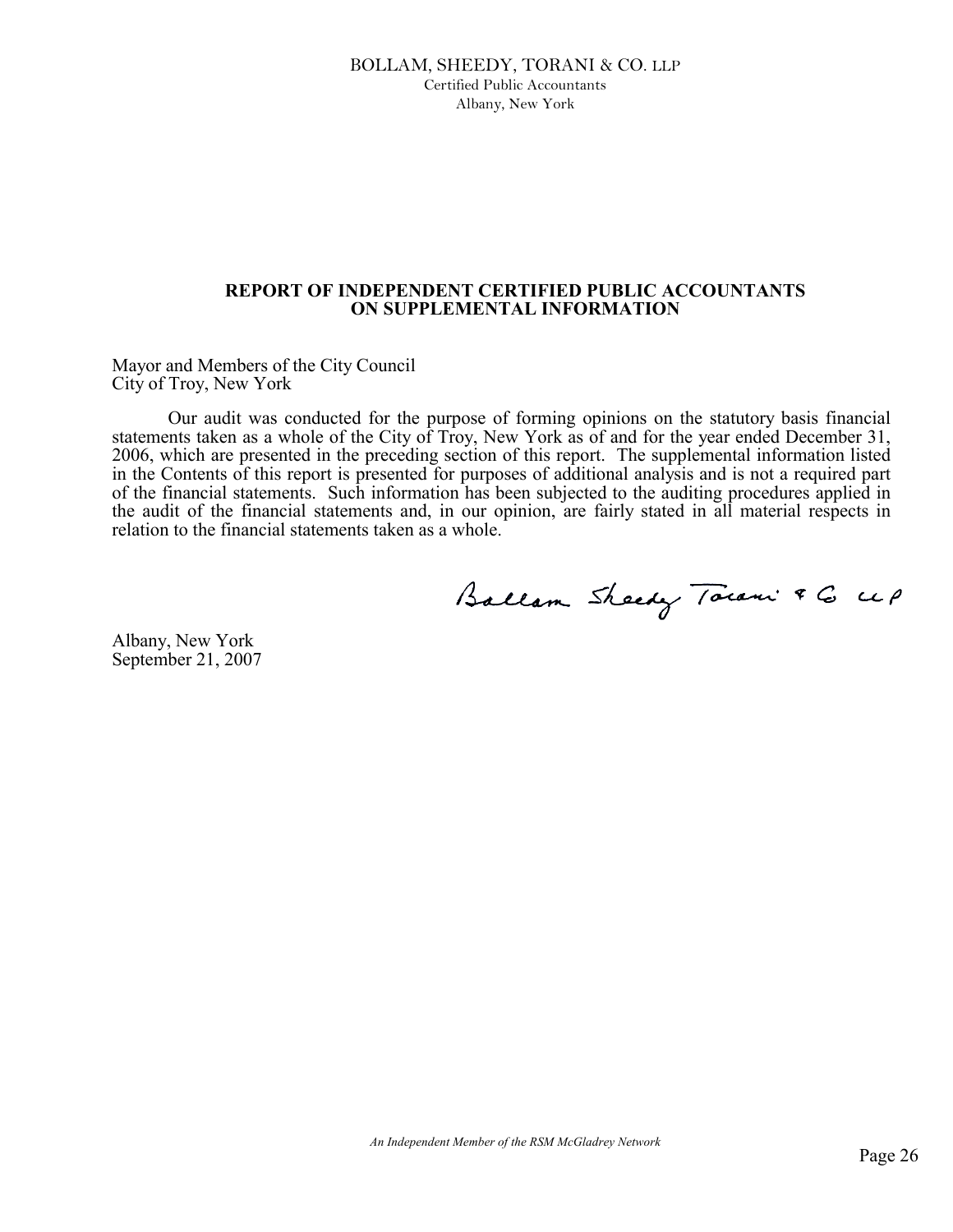BOLLAM, SHEEDY, TORANI & CO. LLP
Certified Public Accountants
Albany, New York

## REPORT OF INDEPENDENT CERTIFIED PUBLIC ACCOUNTANTS ON SUPPLEMENTAL INFORMATION

Mayor and Members of the City Council
City of Troy, New York

Our audit was conducted for the purpose of forming opinions on the statutory basis financial statements taken as a whole of the City of Troy, New York as of and for the year ended December 31, 2006, which are presented in the preceding section of this report. The supplemental information listed in the Contents of this report is presented for purposes of additional analysis and is not a required part of the financial statements. Such information has been subjected to the auditing procedures applied in the audit of the financial statements and, in our opinion, are fairly stated in all material respects in relation to the financial statements taken as a whole.

Bollam Sheedy Torani & Co LLP

Albany, New York
September 21, 2007

*An Independent Member of the RSM McGladrey Network*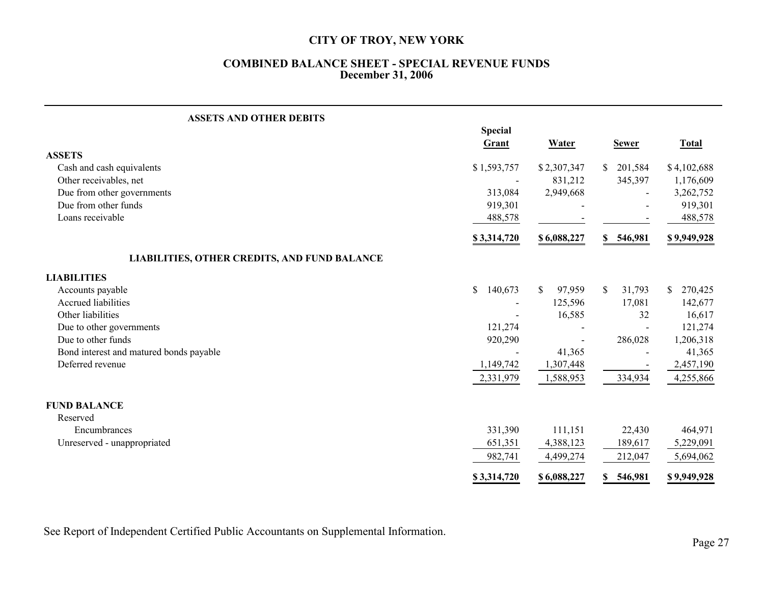# CITY OF TROY, NEW YORK

## COMBINED BALANCE SHEET - SPECIAL REVENUE FUNDS
## December 31, 2006

| ASSETS AND OTHER DEBITS | Special Grant | Water | Sewer | Total |
|---|---|---|---|---|
| **ASSETS** | | | | |
| Cash and cash equivalents | $ 1,593,757 | $ 2,307,347 | $ 201,584 | $ 4,102,688 |
| Other receivables, net | - | 831,212 | 345,397 | 1,176,609 |
| Due from other governments | 313,084 | 2,949,668 | - | 3,262,752 |
| Due from other funds | 919,301 | - | - | 919,301 |
| Loans receivable | 488,578 | - | - | 488,578 |
| | **$ 3,314,720** | **$ 6,088,227** | **$ 546,981** | **$ 9,949,928** |
| **LIABILITIES, OTHER CREDITS, AND FUND BALANCE** | | | | |
| **LIABILITIES** | | | | |
| Accounts payable | $ 140,673 | $ 97,959 | $ 31,793 | $ 270,425 |
| Accrued liabilities | - | 125,596 | 17,081 | 142,677 |
| Other liabilities | - | 16,585 | 32 | 16,617 |
| Due to other governments | 121,274 | - | - | 121,274 |
| Due to other funds | 920,290 | - | 286,028 | 1,206,318 |
| Bond interest and matured bonds payable | - | 41,365 | - | 41,365 |
| Deferred revenue | 1,149,742 | 1,307,448 | - | 2,457,190 |
| | 2,331,979 | 1,588,953 | 334,934 | 4,255,866 |
| **FUND BALANCE** | | | | |
| Reserved | | | | |
| Encumbrances | 331,390 | 111,151 | 22,430 | 464,971 |
| Unreserved - unappropriated | 651,351 | 4,388,123 | 189,617 | 5,229,091 |
| | 982,741 | 4,499,274 | 212,047 | 5,694,062 |
| | **$ 3,314,720** | **$ 6,088,227** | **$ 546,981** | **$ 9,949,928** |

See Report of Independent Certified Public Accountants on Supplemental Information.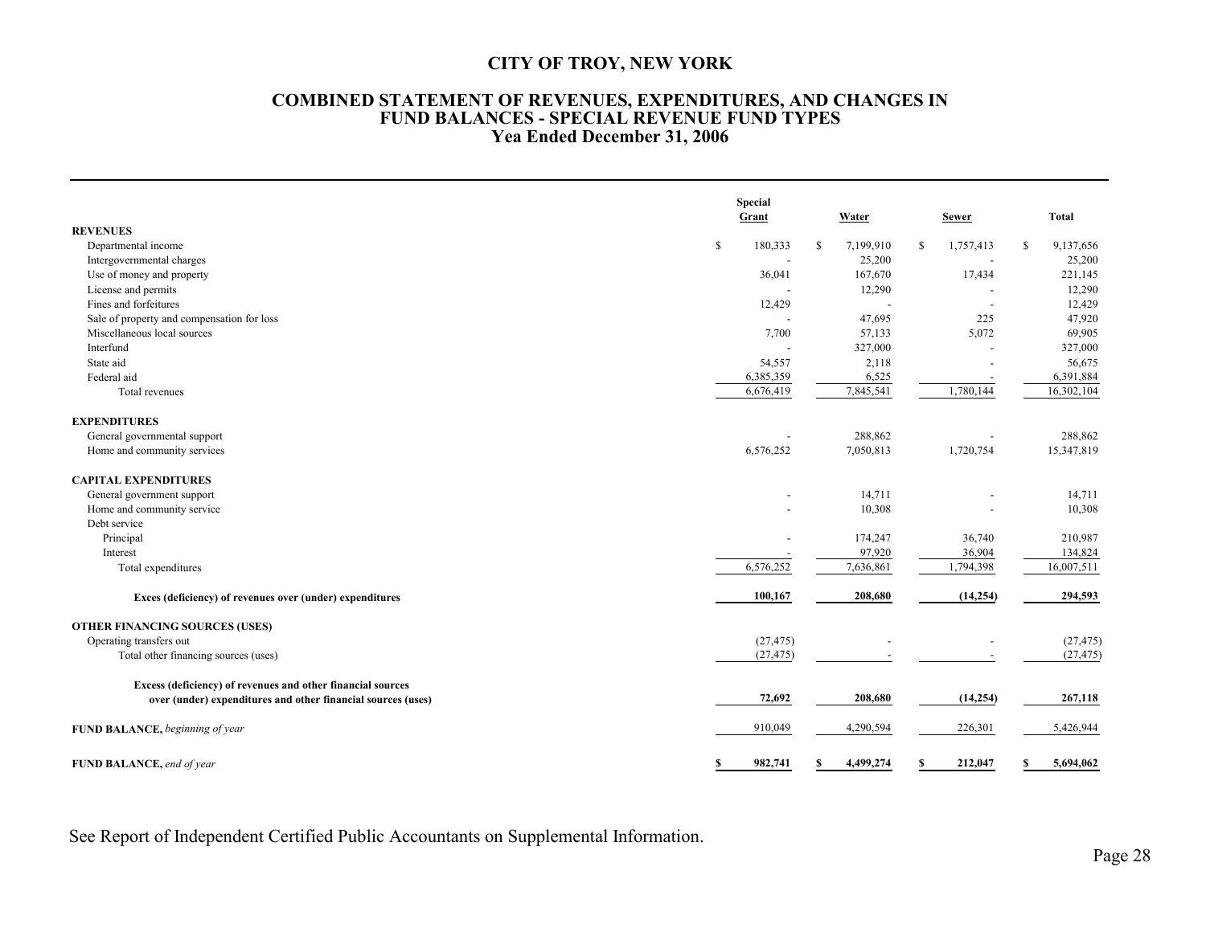# CITY OF TROY, NEW YORK

## COMBINED STATEMENT OF REVENUES, EXPENDITURES, AND CHANGES IN FUND BALANCES - SPECIAL REVENUE FUND TYPES Yea Ended December 31, 2006

| | Special Grant | Water | Sewer | Total |
|---|---|---|---|---|
| **REVENUES** | | | | |
| Departmental income | $ 180,333 | $ 7,199,910 | $ 1,757,413 | $ 9,137,656 |
| Intergovernmental charges | - | 25,200 | - | 25,200 |
| Use of money and property | 36,041 | 167,670 | 17,434 | 221,145 |
| License and permits | - | 12,290 | - | 12,290 |
| Fines and forfeitures | 12,429 | - | - | 12,429 |
| Sale of property and compensation for loss | - | 47,695 | 225 | 47,920 |
| Miscellaneous local sources | 7,700 | 57,133 | 5,072 | 69,905 |
| Interfund | - | 327,000 | - | 327,000 |
| State aid | 54,557 | 2,118 | - | 56,675 |
| Federal aid | 6,385,359 | 6,525 | - | 6,391,884 |
| Total revenues | 6,676,419 | 7,845,541 | 1,780,144 | 16,302,104 |
| **EXPENDITURES** | | | | |
| General governmental support | - | 288,862 | - | 288,862 |
| Home and community services | 6,576,252 | 7,050,813 | 1,720,754 | 15,347,819 |
| **CAPITAL EXPENDITURES** | | | | |
| General government support | - | 14,711 | - | 14,711 |
| Home and community service | - | 10,308 | - | 10,308 |
| Debt service | | | | |
| Principal | - | 174,247 | 36,740 | 210,987 |
| Interest | - | 97,920 | 36,904 | 134,824 |
| Total expenditures | 6,576,252 | 7,636,861 | 1,794,398 | 16,007,511 |
| **Exces (deficiency) of revenues over (under) expenditures** | **100,167** | **208,680** | **(14,254)** | **294,593** |
| **OTHER FINANCING SOURCES (USES)** | | | | |
| Operating transfers out | (27,475) | - | - | (27,475) |
| Total other financing sources (uses) | (27,475) | - | - | (27,475) |
| **Excess (deficiency) of revenues and other financial sources over (under) expenditures and other financial sources (uses)** | **72,692** | **208,680** | **(14,254)** | **267,118** |
| **FUND BALANCE,** *beginning of year* | 910,049 | 4,290,594 | 226,301 | 5,426,944 |
| **FUND BALANCE,** *end of year* | **$ 982,741** | **$ 4,499,274** | **$ 212,047** | **$ 5,694,062** |

See Report of Independent Certified Public Accountants on Supplemental Information.